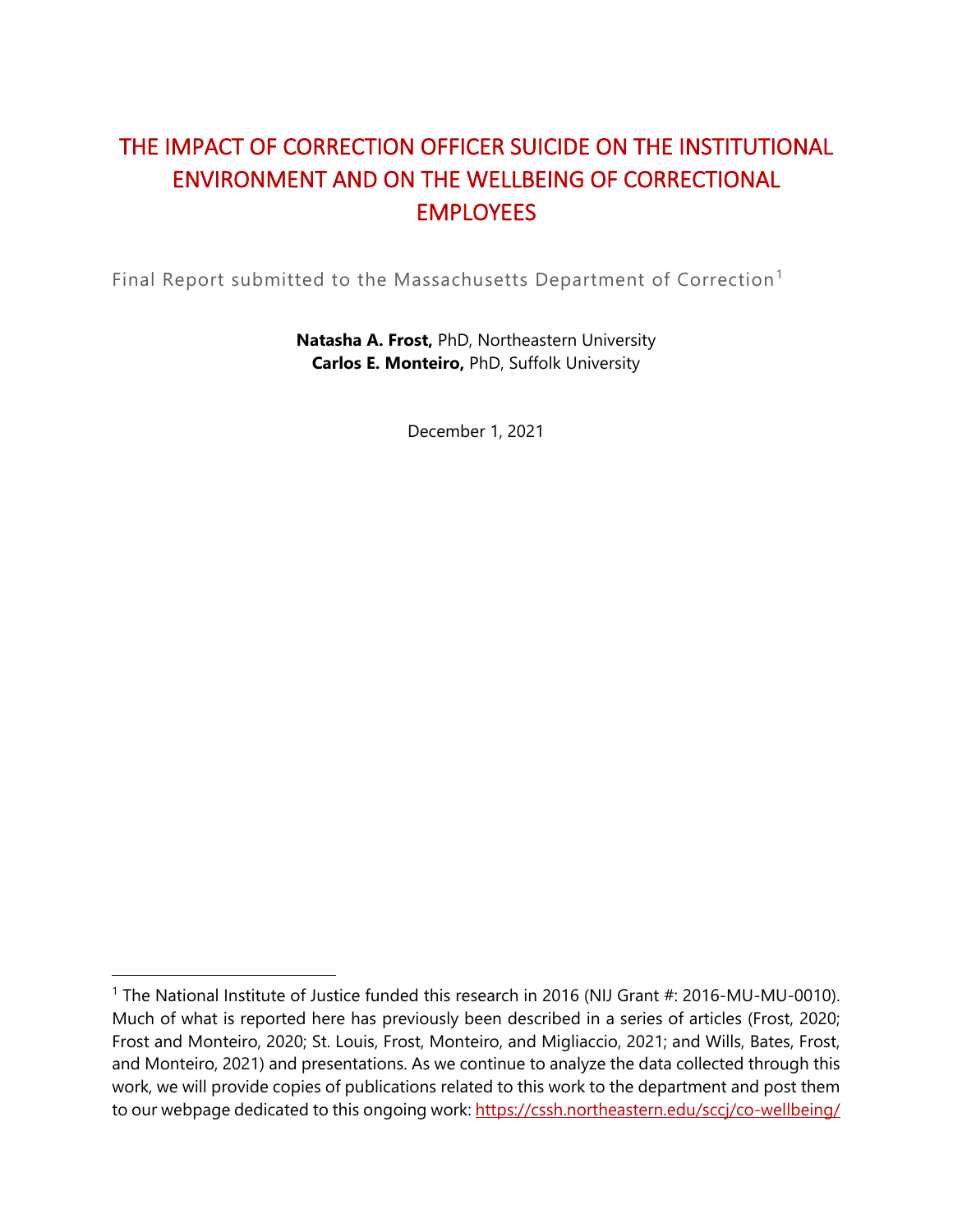# THE IMPACT OF CORRECTION OFFICER SUICIDE ON THE INSTITUTIONAL ENVIRONMENT AND ON THE WELLBEING OF CORRECTIONAL EMPLOYEES

Final Report submitted to the Massachusetts Department of Correction[1]

**Natasha A. Frost,** PhD, Northeastern University
**Carlos E. Monteiro,** PhD, Suffolk University

December 1, 2021

---

[1] The National Institute of Justice funded this research in 2016 (NIJ Grant #: 2016-MU-MU-0010). Much of what is reported here has previously been described in a series of articles (Frost, 2020; Frost and Monteiro, 2020; St. Louis, Frost, Monteiro, and Migliaccio, 2021; and Wills, Bates, Frost, and Monteiro, 2021) and presentations. As we continue to analyze the data collected through this work, we will provide copies of publications related to this work to the department and post them to our webpage dedicated to this ongoing work: https://cssh.northeastern.edu/sccj/co-wellbeing/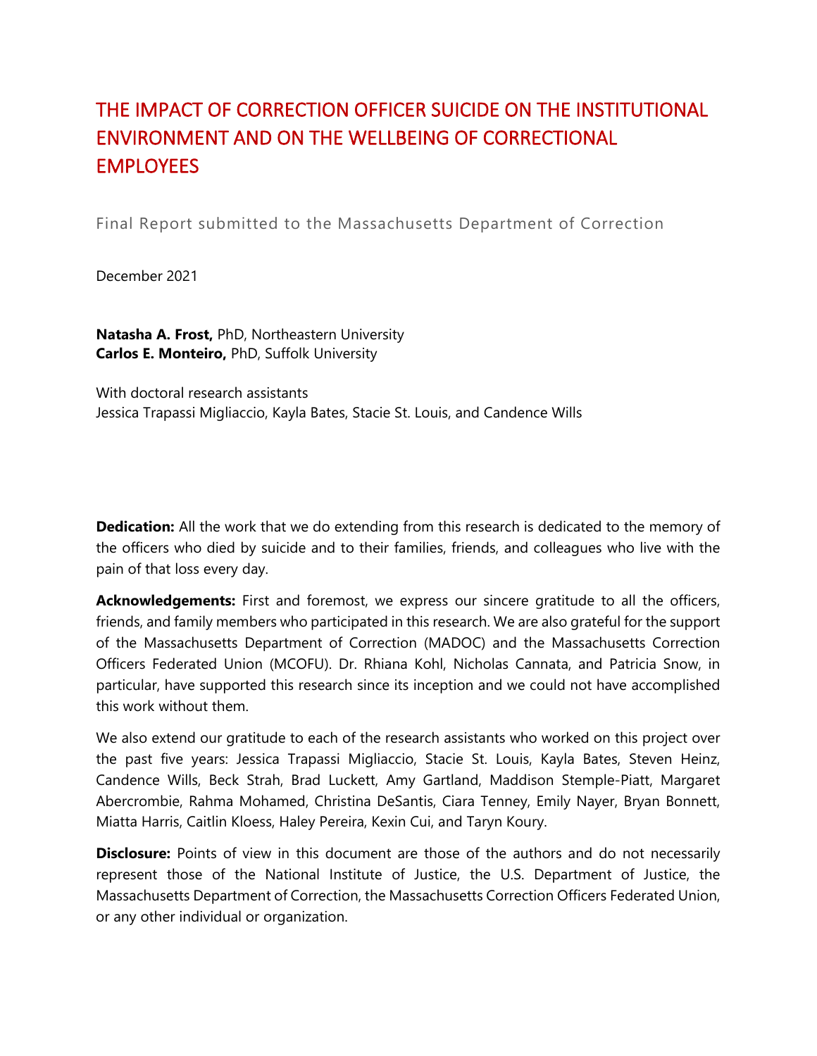# THE IMPACT OF CORRECTION OFFICER SUICIDE ON THE INSTITUTIONAL ENVIRONMENT AND ON THE WELLBEING OF CORRECTIONAL EMPLOYEES

Final Report submitted to the Massachusetts Department of Correction

December 2021

**Natasha A. Frost,** PhD, Northeastern University
**Carlos E. Monteiro,** PhD, Suffolk University

With doctoral research assistants
Jessica Trapassi Migliaccio, Kayla Bates, Stacie St. Louis, and Candence Wills

**Dedication:** All the work that we do extending from this research is dedicated to the memory of the officers who died by suicide and to their families, friends, and colleagues who live with the pain of that loss every day.

**Acknowledgements:** First and foremost, we express our sincere gratitude to all the officers, friends, and family members who participated in this research. We are also grateful for the support of the Massachusetts Department of Correction (MADOC) and the Massachusetts Correction Officers Federated Union (MCOFU). Dr. Rhiana Kohl, Nicholas Cannata, and Patricia Snow, in particular, have supported this research since its inception and we could not have accomplished this work without them.

We also extend our gratitude to each of the research assistants who worked on this project over the past five years: Jessica Trapassi Migliaccio, Stacie St. Louis, Kayla Bates, Steven Heinz, Candence Wills, Beck Strah, Brad Luckett, Amy Gartland, Maddison Stemple-Piatt, Margaret Abercrombie, Rahma Mohamed, Christina DeSantis, Ciara Tenney, Emily Nayer, Bryan Bonnett, Miatta Harris, Caitlin Kloess, Haley Pereira, Kexin Cui, and Taryn Koury.

**Disclosure:** Points of view in this document are those of the authors and do not necessarily represent those of the National Institute of Justice, the U.S. Department of Justice, the Massachusetts Department of Correction, the Massachusetts Correction Officers Federated Union, or any other individual or organization.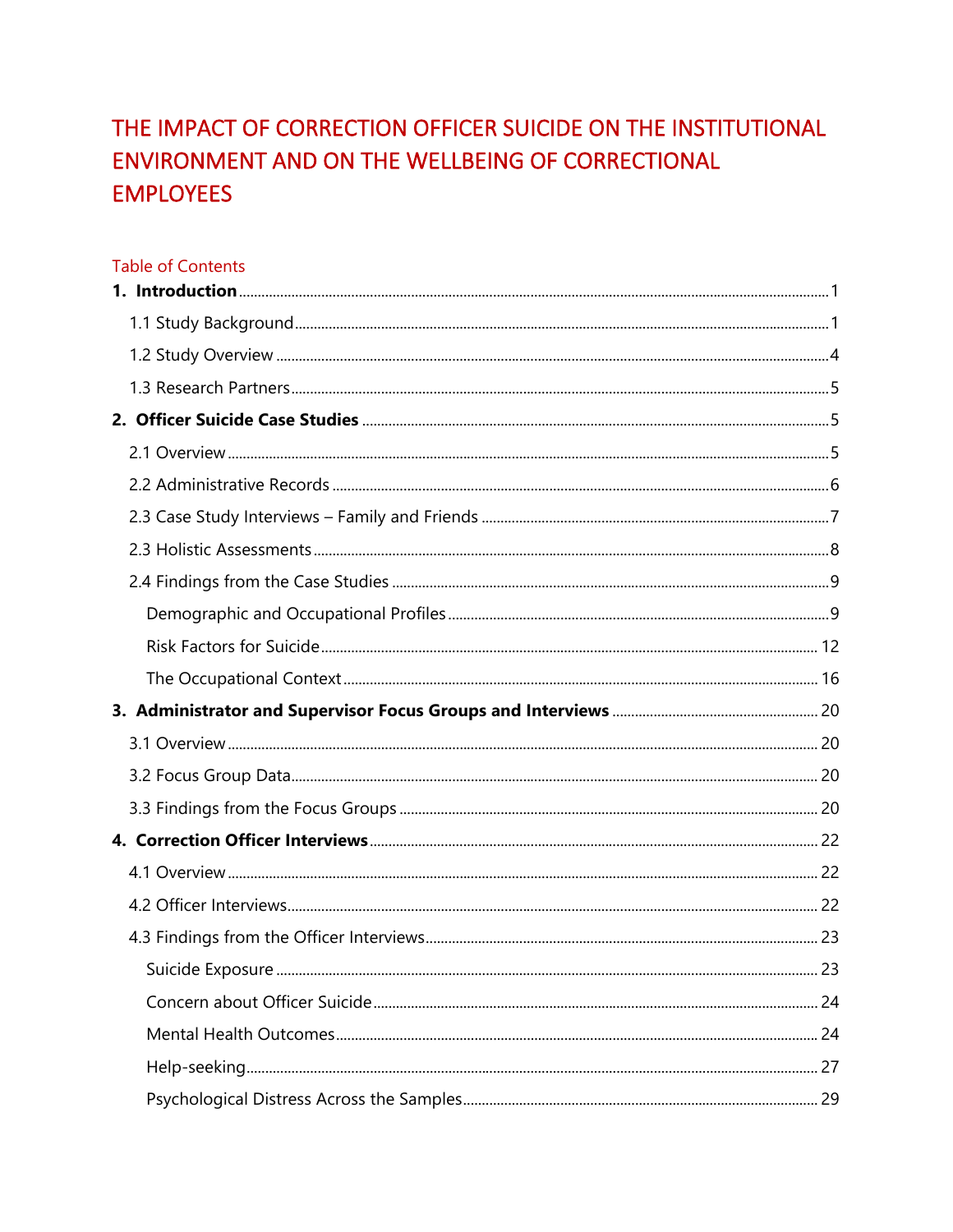# THE IMPACT OF CORRECTION OFFICER SUICIDE ON THE INSTITUTIONAL ENVIRONMENT AND ON THE WELLBEING OF CORRECTIONAL EMPLOYEES

## Table of Contents

**1. Introduction** ..... 1

- 1.1 Study Background ..... 1
- 1.2 Study Overview ..... 4
- 1.3 Research Partners ..... 5

**2. Officer Suicide Case Studies** ..... 5

- 2.1 Overview ..... 5
- 2.2 Administrative Records ..... 6
- 2.3 Case Study Interviews – Family and Friends ..... 7
- 2.3 Holistic Assessments ..... 8
- 2.4 Findings from the Case Studies ..... 9
  - Demographic and Occupational Profiles ..... 9
  - Risk Factors for Suicide ..... 12
  - The Occupational Context ..... 16

**3. Administrator and Supervisor Focus Groups and Interviews** ..... 20

- 3.1 Overview ..... 20
- 3.2 Focus Group Data ..... 20
- 3.3 Findings from the Focus Groups ..... 20

**4. Correction Officer Interviews** ..... 22

- 4.1 Overview ..... 22
- 4.2 Officer Interviews ..... 22
- 4.3 Findings from the Officer Interviews ..... 23
  - Suicide Exposure ..... 23
  - Concern about Officer Suicide ..... 24
  - Mental Health Outcomes ..... 24
  - Help-seeking ..... 27
  - Psychological Distress Across the Samples ..... 29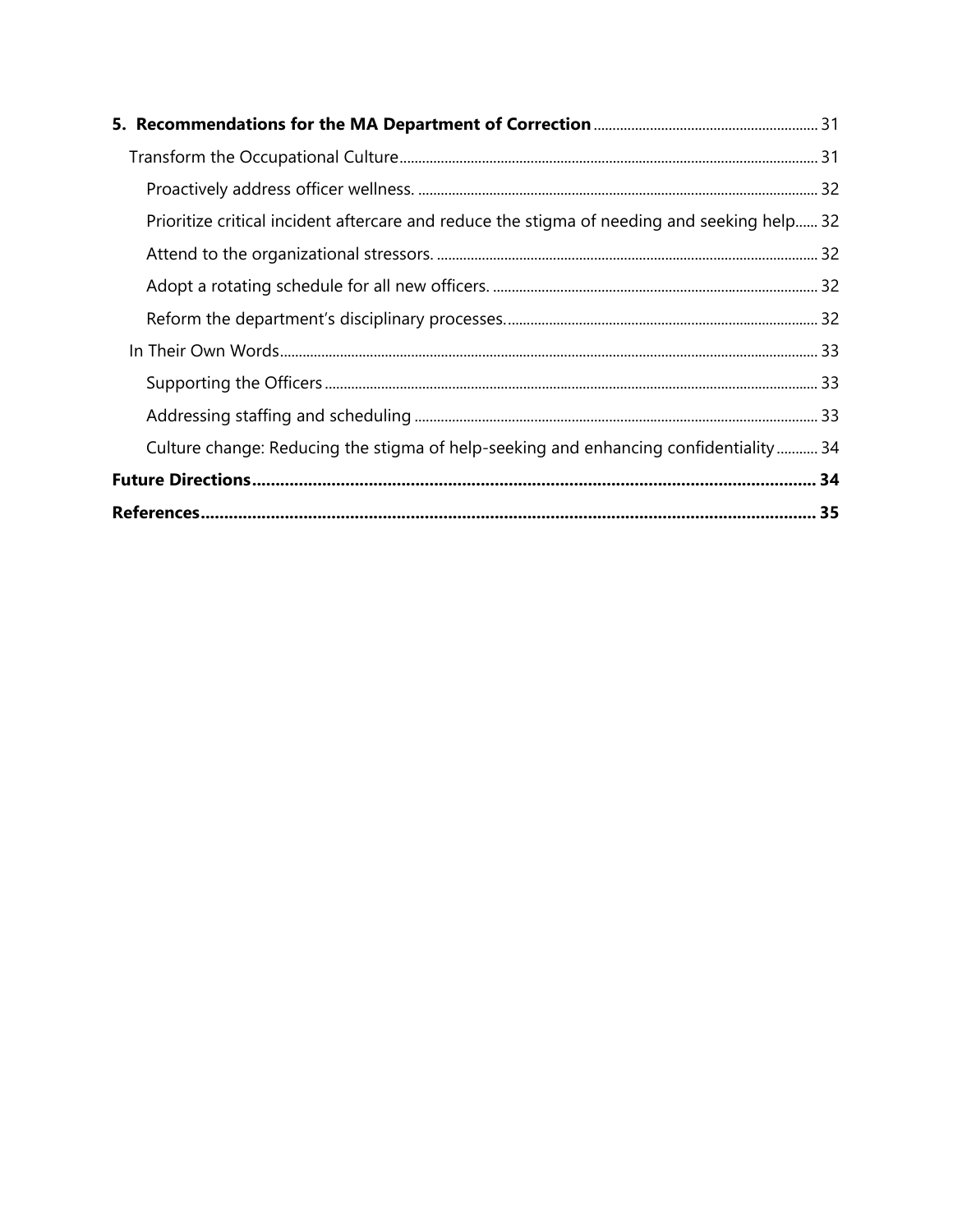**5. Recommendations for the MA Department of Correction** ........ 31

- Transform the Occupational Culture ........ 31
  - Proactively address officer wellness. ........ 32
  - Prioritize critical incident aftercare and reduce the stigma of needing and seeking help ........ 32
  - Attend to the organizational stressors. ........ 32
  - Adopt a rotating schedule for all new officers. ........ 32
  - Reform the department's disciplinary processes. ........ 32
- In Their Own Words ........ 33
  - Supporting the Officers ........ 33
  - Addressing staffing and scheduling ........ 33
  - Culture change: Reducing the stigma of help-seeking and enhancing confidentiality ........ 34

**Future Directions** ........ 34

**References** ........ 35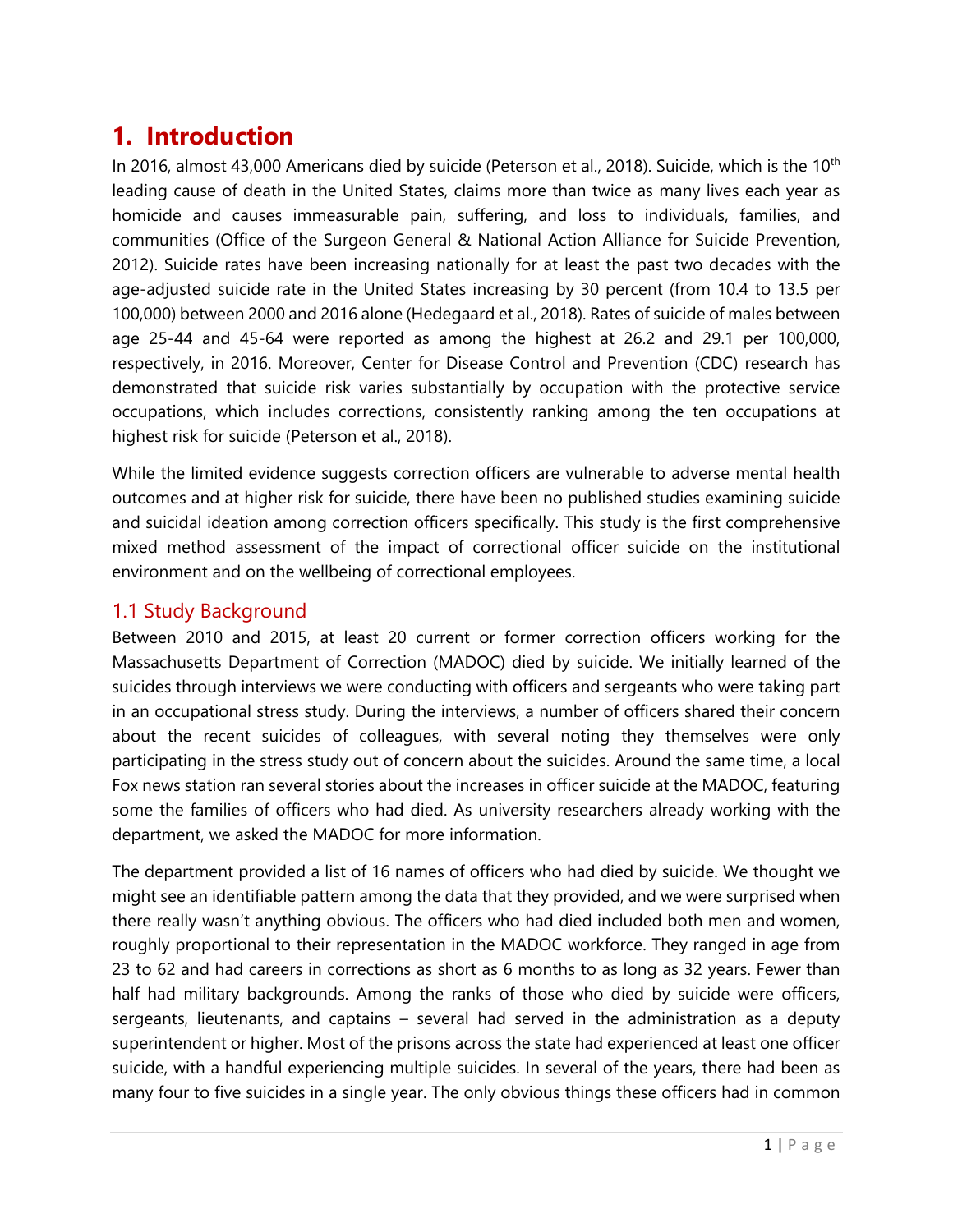# 1. Introduction

In 2016, almost 43,000 Americans died by suicide (Peterson et al., 2018). Suicide, which is the 10th leading cause of death in the United States, claims more than twice as many lives each year as homicide and causes immeasurable pain, suffering, and loss to individuals, families, and communities (Office of the Surgeon General & National Action Alliance for Suicide Prevention, 2012). Suicide rates have been increasing nationally for at least the past two decades with the age-adjusted suicide rate in the United States increasing by 30 percent (from 10.4 to 13.5 per 100,000) between 2000 and 2016 alone (Hedegaard et al., 2018). Rates of suicide of males between age 25-44 and 45-64 were reported as among the highest at 26.2 and 29.1 per 100,000, respectively, in 2016. Moreover, Center for Disease Control and Prevention (CDC) research has demonstrated that suicide risk varies substantially by occupation with the protective service occupations, which includes corrections, consistently ranking among the ten occupations at highest risk for suicide (Peterson et al., 2018).

While the limited evidence suggests correction officers are vulnerable to adverse mental health outcomes and at higher risk for suicide, there have been no published studies examining suicide and suicidal ideation among correction officers specifically. This study is the first comprehensive mixed method assessment of the impact of correctional officer suicide on the institutional environment and on the wellbeing of correctional employees.

## 1.1 Study Background

Between 2010 and 2015, at least 20 current or former correction officers working for the Massachusetts Department of Correction (MADOC) died by suicide. We initially learned of the suicides through interviews we were conducting with officers and sergeants who were taking part in an occupational stress study. During the interviews, a number of officers shared their concern about the recent suicides of colleagues, with several noting they themselves were only participating in the stress study out of concern about the suicides. Around the same time, a local Fox news station ran several stories about the increases in officer suicide at the MADOC, featuring some the families of officers who had died. As university researchers already working with the department, we asked the MADOC for more information.

The department provided a list of 16 names of officers who had died by suicide. We thought we might see an identifiable pattern among the data that they provided, and we were surprised when there really wasn't anything obvious. The officers who had died included both men and women, roughly proportional to their representation in the MADOC workforce. They ranged in age from 23 to 62 and had careers in corrections as short as 6 months to as long as 32 years. Fewer than half had military backgrounds. Among the ranks of those who died by suicide were officers, sergeants, lieutenants, and captains – several had served in the administration as a deputy superintendent or higher. Most of the prisons across the state had experienced at least one officer suicide, with a handful experiencing multiple suicides. In several of the years, there had been as many four to five suicides in a single year. The only obvious things these officers had in common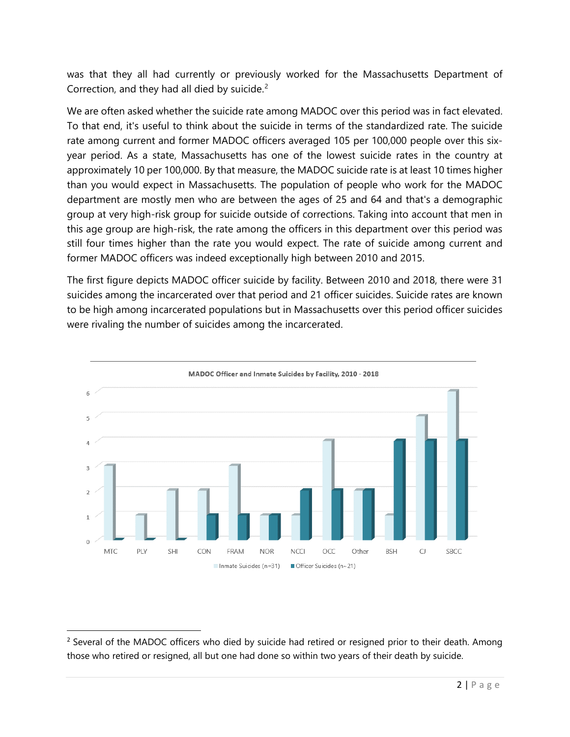was that they all had currently or previously worked for the Massachusetts Department of Correction, and they had all died by suicide.[2]

We are often asked whether the suicide rate among MADOC over this period was in fact elevated. To that end, it's useful to think about the suicide in terms of the standardized rate. The suicide rate among current and former MADOC officers averaged 105 per 100,000 people over this six-year period. As a state, Massachusetts has one of the lowest suicide rates in the country at approximately 10 per 100,000. By that measure, the MADOC suicide rate is at least 10 times higher than you would expect in Massachusetts. The population of people who work for the MADOC department are mostly men who are between the ages of 25 and 64 and that's a demographic group at very high-risk group for suicide outside of corrections. Taking into account that men in this age group are high-risk, the rate among the officers in this department over this period was still four times higher than the rate you would expect. The rate of suicide among current and former MADOC officers was indeed exceptionally high between 2010 and 2015.

The first figure depicts MADOC officer suicide by facility. Between 2010 and 2018, there were 31 suicides among the incarcerated over that period and 21 officer suicides. Suicide rates are known to be high among incarcerated populations but in Massachusetts over this period officer suicides were rivaling the number of suicides among the incarcerated.

**MADOC Officer and Inmate Suicides by Facility, 2010 - 2018**

| Facility | Inmate Suicides (n=31) | Officer Suicides (n=21) |
|---|---|---|
| MTC | 3 | 0 |
| PLY | 1 | 0 |
| SHI | 2 | 0 |
| CON | 2 | 1 |
| FRAM | 3 | 1 |
| NOR | 1 | 1 |
| NCCI | 1 | 2 |
| OCC | 4 | 2 |
| Other | 2 | 2 |
| BSH | 1 | 4 |
| CJ | 5 | 4 |
| SBCC | 6 | 4 |

[2] Several of the MADOC officers who died by suicide had retired or resigned prior to their death. Among those who retired or resigned, all but one had done so within two years of their death by suicide.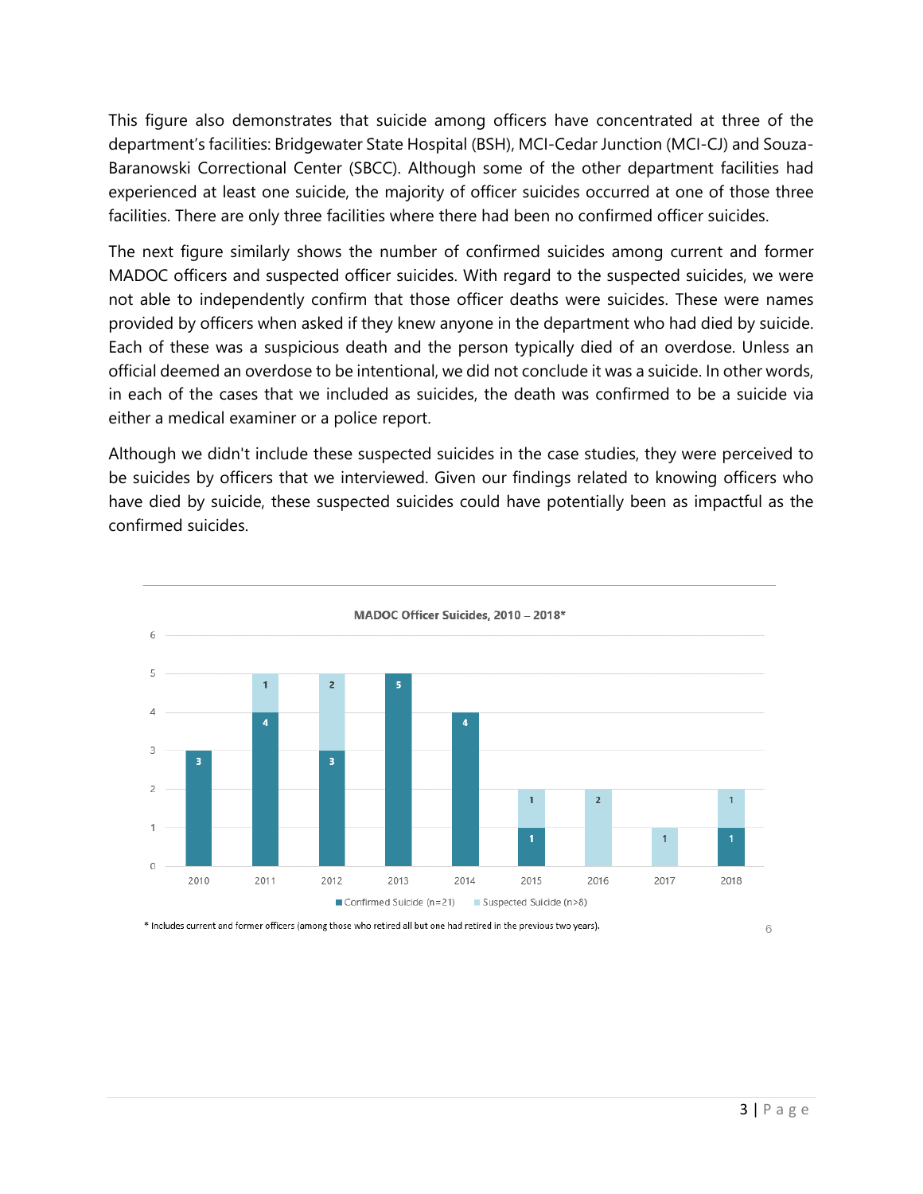This figure also demonstrates that suicide among officers have concentrated at three of the department's facilities: Bridgewater State Hospital (BSH), MCI-Cedar Junction (MCI-CJ) and Souza-Baranowski Correctional Center (SBCC). Although some of the other department facilities had experienced at least one suicide, the majority of officer suicides occurred at one of those three facilities. There are only three facilities where there had been no confirmed officer suicides.

The next figure similarly shows the number of confirmed suicides among current and former MADOC officers and suspected officer suicides. With regard to the suspected suicides, we were not able to independently confirm that those officer deaths were suicides. These were names provided by officers when asked if they knew anyone in the department who had died by suicide. Each of these was a suspicious death and the person typically died of an overdose. Unless an official deemed an overdose to be intentional, we did not conclude it was a suicide. In other words, in each of the cases that we included as suicides, the death was confirmed to be a suicide via either a medical examiner or a police report.

Although we didn't include these suspected suicides in the case studies, they were perceived to be suicides by officers that we interviewed. Given our findings related to knowing officers who have died by suicide, these suspected suicides could have potentially been as impactful as the confirmed suicides.

**MADOC Officer Suicides, 2010 – 2018***

| Year | Confirmed Suicide (n=21) | Suspected Suicide (n>8) |
|---|---|---|
| 2010 | 3 | |
| 2011 | 4 | 1 |
| 2012 | 3 | 2 |
| 2013 | 5 | |
| 2014 | 4 | |
| 2015 | 1 | 1 |
| 2016 | | 2 |
| 2017 | | 1 |
| 2018 | 1 | 1 |

\* Includes current and former officers (among those who retired all but one had retired in the previous two years).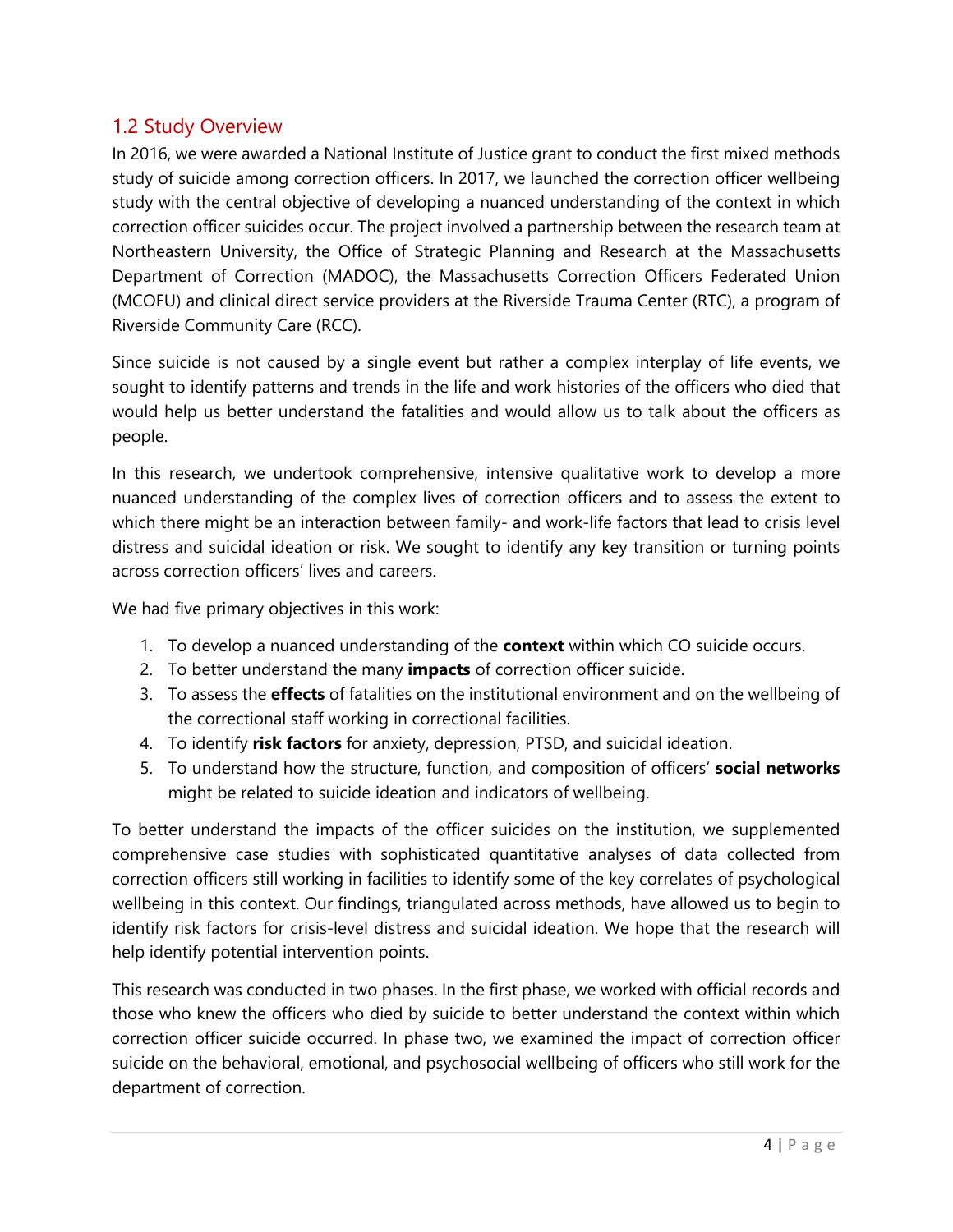## 1.2 Study Overview

In 2016, we were awarded a National Institute of Justice grant to conduct the first mixed methods study of suicide among correction officers. In 2017, we launched the correction officer wellbeing study with the central objective of developing a nuanced understanding of the context in which correction officer suicides occur. The project involved a partnership between the research team at Northeastern University, the Office of Strategic Planning and Research at the Massachusetts Department of Correction (MADOC), the Massachusetts Correction Officers Federated Union (MCOFU) and clinical direct service providers at the Riverside Trauma Center (RTC), a program of Riverside Community Care (RCC).

Since suicide is not caused by a single event but rather a complex interplay of life events, we sought to identify patterns and trends in the life and work histories of the officers who died that would help us better understand the fatalities and would allow us to talk about the officers as people.

In this research, we undertook comprehensive, intensive qualitative work to develop a more nuanced understanding of the complex lives of correction officers and to assess the extent to which there might be an interaction between family- and work-life factors that lead to crisis level distress and suicidal ideation or risk. We sought to identify any key transition or turning points across correction officers' lives and careers.

We had five primary objectives in this work:

1. To develop a nuanced understanding of the **context** within which CO suicide occurs.
2. To better understand the many **impacts** of correction officer suicide.
3. To assess the **effects** of fatalities on the institutional environment and on the wellbeing of the correctional staff working in correctional facilities.
4. To identify **risk factors** for anxiety, depression, PTSD, and suicidal ideation.
5. To understand how the structure, function, and composition of officers' **social networks** might be related to suicide ideation and indicators of wellbeing.

To better understand the impacts of the officer suicides on the institution, we supplemented comprehensive case studies with sophisticated quantitative analyses of data collected from correction officers still working in facilities to identify some of the key correlates of psychological wellbeing in this context. Our findings, triangulated across methods, have allowed us to begin to identify risk factors for crisis-level distress and suicidal ideation. We hope that the research will help identify potential intervention points.

This research was conducted in two phases. In the first phase, we worked with official records and those who knew the officers who died by suicide to better understand the context within which correction officer suicide occurred. In phase two, we examined the impact of correction officer suicide on the behavioral, emotional, and psychosocial wellbeing of officers who still work for the department of correction.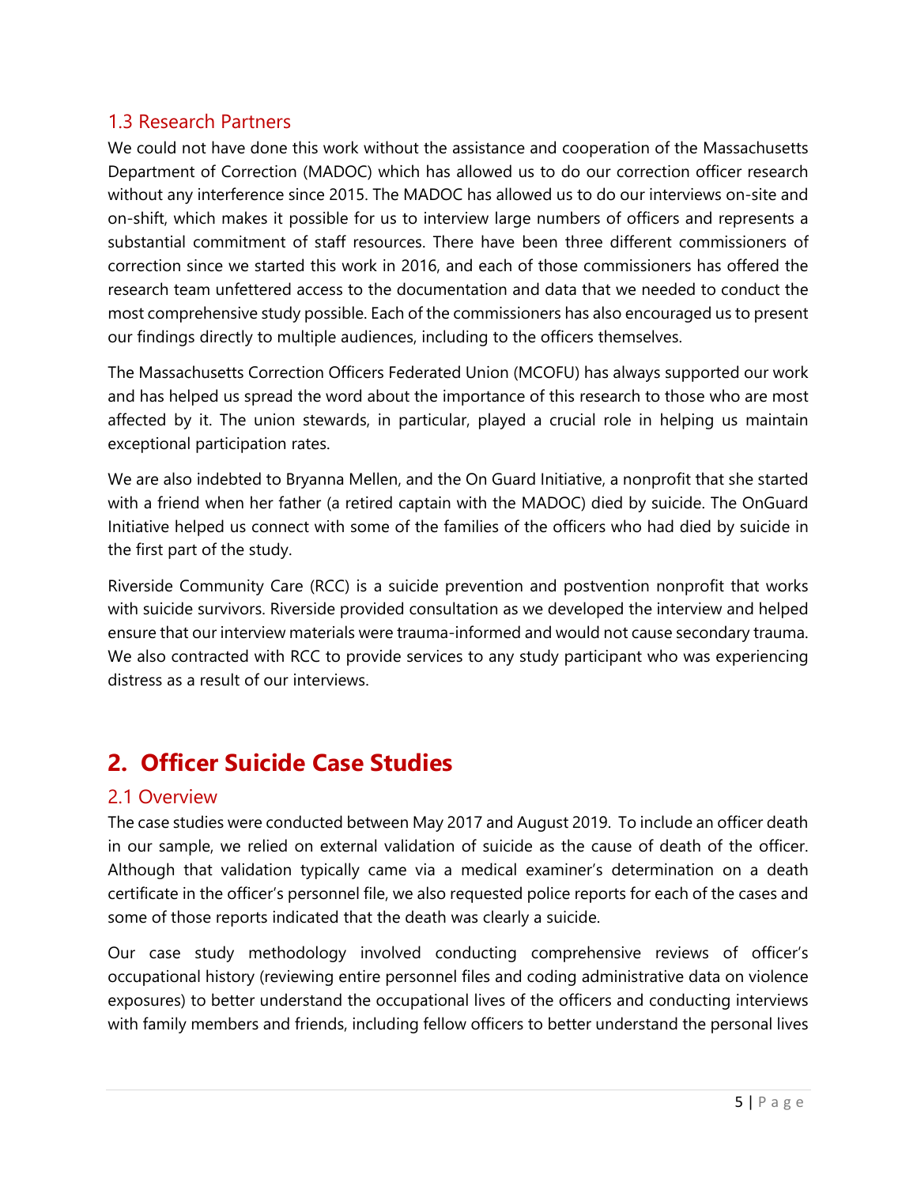### 1.3 Research Partners

We could not have done this work without the assistance and cooperation of the Massachusetts Department of Correction (MADOC) which has allowed us to do our correction officer research without any interference since 2015. The MADOC has allowed us to do our interviews on-site and on-shift, which makes it possible for us to interview large numbers of officers and represents a substantial commitment of staff resources. There have been three different commissioners of correction since we started this work in 2016, and each of those commissioners has offered the research team unfettered access to the documentation and data that we needed to conduct the most comprehensive study possible. Each of the commissioners has also encouraged us to present our findings directly to multiple audiences, including to the officers themselves.

The Massachusetts Correction Officers Federated Union (MCOFU) has always supported our work and has helped us spread the word about the importance of this research to those who are most affected by it. The union stewards, in particular, played a crucial role in helping us maintain exceptional participation rates.

We are also indebted to Bryanna Mellen, and the On Guard Initiative, a nonprofit that she started with a friend when her father (a retired captain with the MADOC) died by suicide. The OnGuard Initiative helped us connect with some of the families of the officers who had died by suicide in the first part of the study.

Riverside Community Care (RCC) is a suicide prevention and postvention nonprofit that works with suicide survivors. Riverside provided consultation as we developed the interview and helped ensure that our interview materials were trauma-informed and would not cause secondary trauma. We also contracted with RCC to provide services to any study participant who was experiencing distress as a result of our interviews.

# 2. Officer Suicide Case Studies

### 2.1 Overview

The case studies were conducted between May 2017 and August 2019. To include an officer death in our sample, we relied on external validation of suicide as the cause of death of the officer. Although that validation typically came via a medical examiner's determination on a death certificate in the officer's personnel file, we also requested police reports for each of the cases and some of those reports indicated that the death was clearly a suicide.

Our case study methodology involved conducting comprehensive reviews of officer's occupational history (reviewing entire personnel files and coding administrative data on violence exposures) to better understand the occupational lives of the officers and conducting interviews with family members and friends, including fellow officers to better understand the personal lives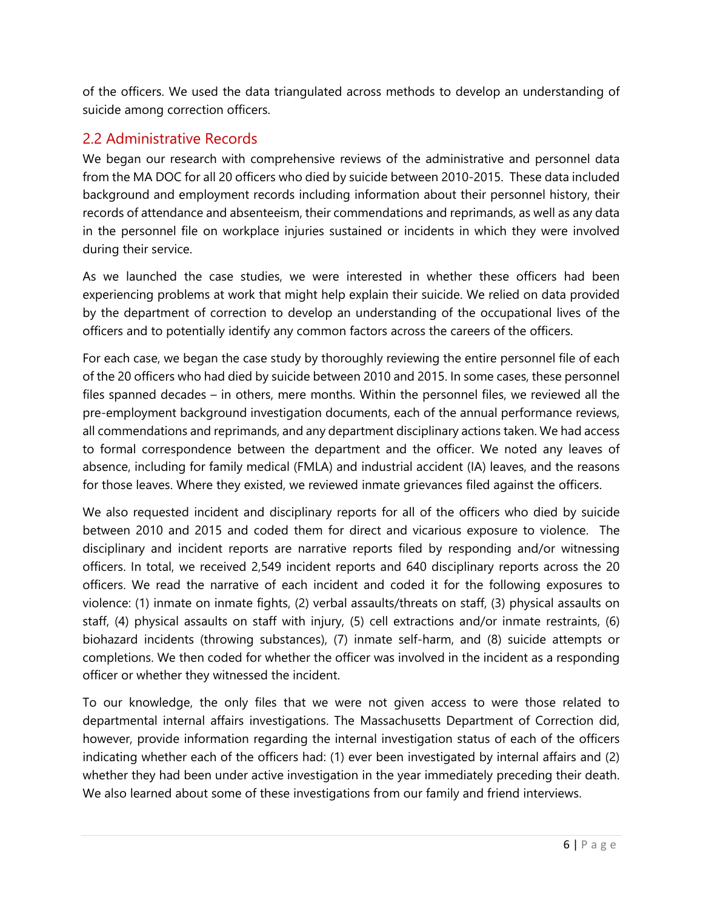of the officers. We used the data triangulated across methods to develop an understanding of suicide among correction officers.

## 2.2 Administrative Records

We began our research with comprehensive reviews of the administrative and personnel data from the MA DOC for all 20 officers who died by suicide between 2010-2015. These data included background and employment records including information about their personnel history, their records of attendance and absenteeism, their commendations and reprimands, as well as any data in the personnel file on workplace injuries sustained or incidents in which they were involved during their service.

As we launched the case studies, we were interested in whether these officers had been experiencing problems at work that might help explain their suicide. We relied on data provided by the department of correction to develop an understanding of the occupational lives of the officers and to potentially identify any common factors across the careers of the officers.

For each case, we began the case study by thoroughly reviewing the entire personnel file of each of the 20 officers who had died by suicide between 2010 and 2015. In some cases, these personnel files spanned decades – in others, mere months. Within the personnel files, we reviewed all the pre-employment background investigation documents, each of the annual performance reviews, all commendations and reprimands, and any department disciplinary actions taken. We had access to formal correspondence between the department and the officer. We noted any leaves of absence, including for family medical (FMLA) and industrial accident (IA) leaves, and the reasons for those leaves. Where they existed, we reviewed inmate grievances filed against the officers.

We also requested incident and disciplinary reports for all of the officers who died by suicide between 2010 and 2015 and coded them for direct and vicarious exposure to violence. The disciplinary and incident reports are narrative reports filed by responding and/or witnessing officers. In total, we received 2,549 incident reports and 640 disciplinary reports across the 20 officers. We read the narrative of each incident and coded it for the following exposures to violence: (1) inmate on inmate fights, (2) verbal assaults/threats on staff, (3) physical assaults on staff, (4) physical assaults on staff with injury, (5) cell extractions and/or inmate restraints, (6) biohazard incidents (throwing substances), (7) inmate self-harm, and (8) suicide attempts or completions. We then coded for whether the officer was involved in the incident as a responding officer or whether they witnessed the incident.

To our knowledge, the only files that we were not given access to were those related to departmental internal affairs investigations. The Massachusetts Department of Correction did, however, provide information regarding the internal investigation status of each of the officers indicating whether each of the officers had: (1) ever been investigated by internal affairs and (2) whether they had been under active investigation in the year immediately preceding their death. We also learned about some of these investigations from our family and friend interviews.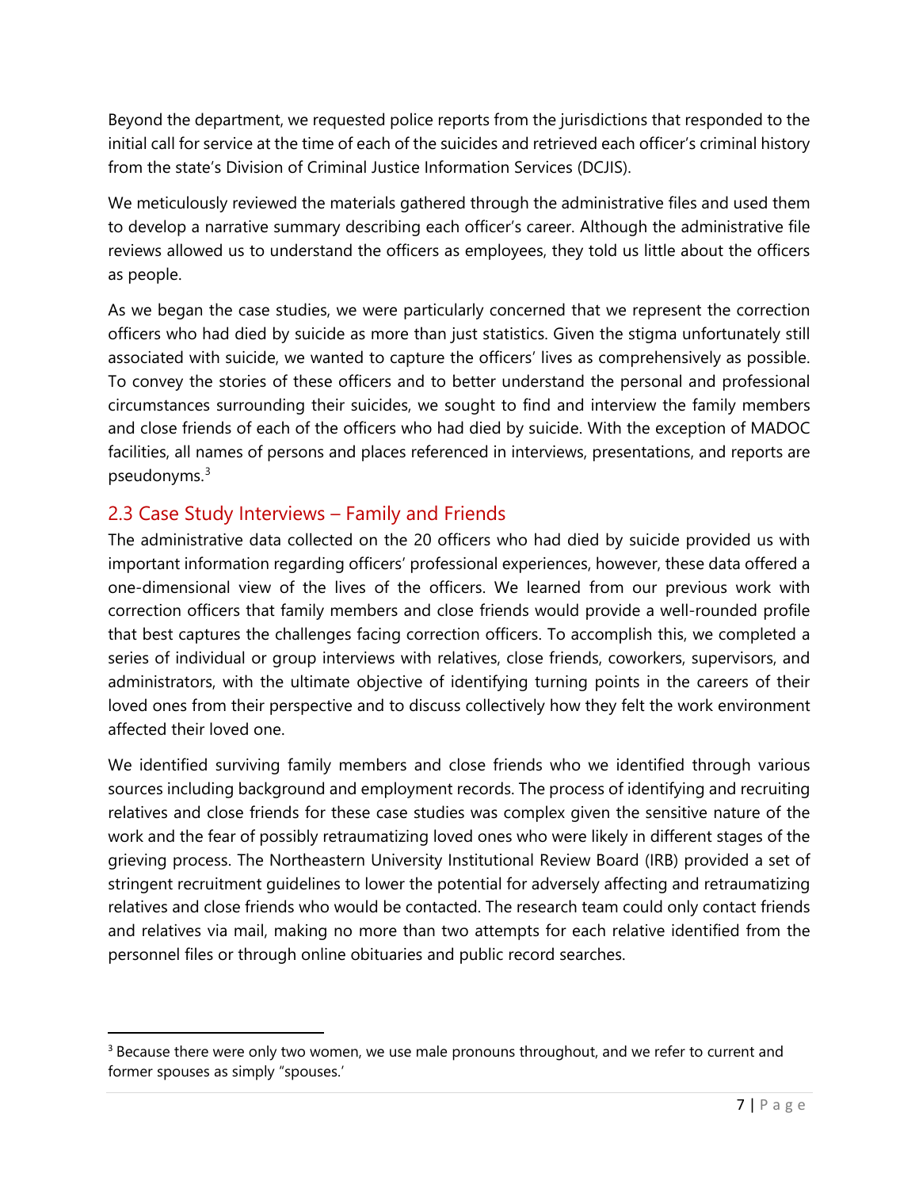Beyond the department, we requested police reports from the jurisdictions that responded to the initial call for service at the time of each of the suicides and retrieved each officer's criminal history from the state's Division of Criminal Justice Information Services (DCJIS).

We meticulously reviewed the materials gathered through the administrative files and used them to develop a narrative summary describing each officer's career. Although the administrative file reviews allowed us to understand the officers as employees, they told us little about the officers as people.

As we began the case studies, we were particularly concerned that we represent the correction officers who had died by suicide as more than just statistics. Given the stigma unfortunately still associated with suicide, we wanted to capture the officers' lives as comprehensively as possible. To convey the stories of these officers and to better understand the personal and professional circumstances surrounding their suicides, we sought to find and interview the family members and close friends of each of the officers who had died by suicide. With the exception of MADOC facilities, all names of persons and places referenced in interviews, presentations, and reports are pseudonyms.[3]

## 2.3 Case Study Interviews – Family and Friends

The administrative data collected on the 20 officers who had died by suicide provided us with important information regarding officers' professional experiences, however, these data offered a one-dimensional view of the lives of the officers. We learned from our previous work with correction officers that family members and close friends would provide a well-rounded profile that best captures the challenges facing correction officers. To accomplish this, we completed a series of individual or group interviews with relatives, close friends, coworkers, supervisors, and administrators, with the ultimate objective of identifying turning points in the careers of their loved ones from their perspective and to discuss collectively how they felt the work environment affected their loved one.

We identified surviving family members and close friends who we identified through various sources including background and employment records. The process of identifying and recruiting relatives and close friends for these case studies was complex given the sensitive nature of the work and the fear of possibly retraumatizing loved ones who were likely in different stages of the grieving process. The Northeastern University Institutional Review Board (IRB) provided a set of stringent recruitment guidelines to lower the potential for adversely affecting and retraumatizing relatives and close friends who would be contacted. The research team could only contact friends and relatives via mail, making no more than two attempts for each relative identified from the personnel files or through online obituaries and public record searches.

[3] Because there were only two women, we use male pronouns throughout, and we refer to current and former spouses as simply "spouses.'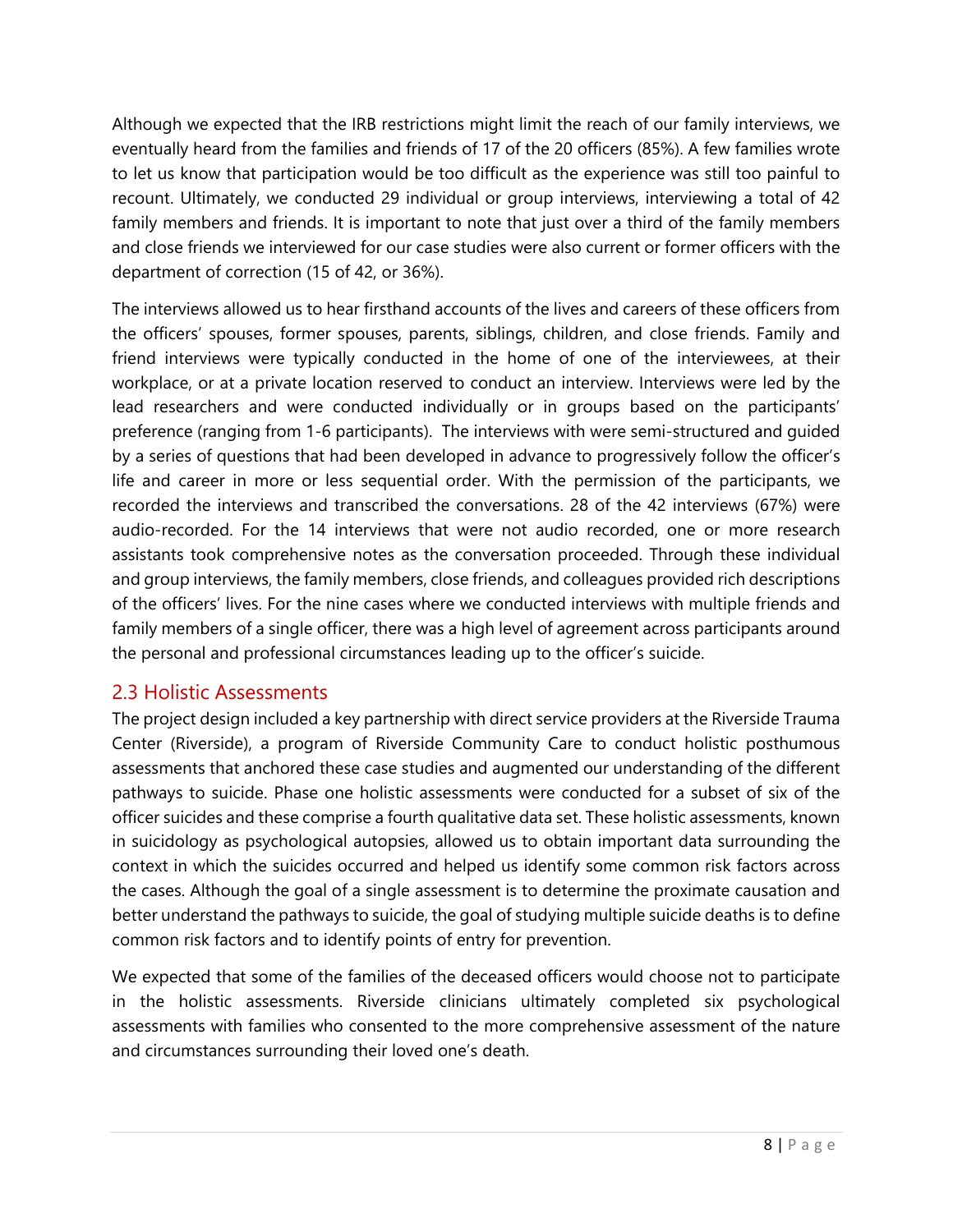Although we expected that the IRB restrictions might limit the reach of our family interviews, we eventually heard from the families and friends of 17 of the 20 officers (85%). A few families wrote to let us know that participation would be too difficult as the experience was still too painful to recount. Ultimately, we conducted 29 individual or group interviews, interviewing a total of 42 family members and friends. It is important to note that just over a third of the family members and close friends we interviewed for our case studies were also current or former officers with the department of correction (15 of 42, or 36%).

The interviews allowed us to hear firsthand accounts of the lives and careers of these officers from the officers' spouses, former spouses, parents, siblings, children, and close friends. Family and friend interviews were typically conducted in the home of one of the interviewees, at their workplace, or at a private location reserved to conduct an interview. Interviews were led by the lead researchers and were conducted individually or in groups based on the participants' preference (ranging from 1-6 participants). The interviews with were semi-structured and guided by a series of questions that had been developed in advance to progressively follow the officer's life and career in more or less sequential order. With the permission of the participants, we recorded the interviews and transcribed the conversations. 28 of the 42 interviews (67%) were audio-recorded. For the 14 interviews that were not audio recorded, one or more research assistants took comprehensive notes as the conversation proceeded. Through these individual and group interviews, the family members, close friends, and colleagues provided rich descriptions of the officers' lives. For the nine cases where we conducted interviews with multiple friends and family members of a single officer, there was a high level of agreement across participants around the personal and professional circumstances leading up to the officer's suicide.

## 2.3 Holistic Assessments

The project design included a key partnership with direct service providers at the Riverside Trauma Center (Riverside), a program of Riverside Community Care to conduct holistic posthumous assessments that anchored these case studies and augmented our understanding of the different pathways to suicide. Phase one holistic assessments were conducted for a subset of six of the officer suicides and these comprise a fourth qualitative data set. These holistic assessments, known in suicidology as psychological autopsies, allowed us to obtain important data surrounding the context in which the suicides occurred and helped us identify some common risk factors across the cases. Although the goal of a single assessment is to determine the proximate causation and better understand the pathways to suicide, the goal of studying multiple suicide deaths is to define common risk factors and to identify points of entry for prevention.

We expected that some of the families of the deceased officers would choose not to participate in the holistic assessments. Riverside clinicians ultimately completed six psychological assessments with families who consented to the more comprehensive assessment of the nature and circumstances surrounding their loved one's death.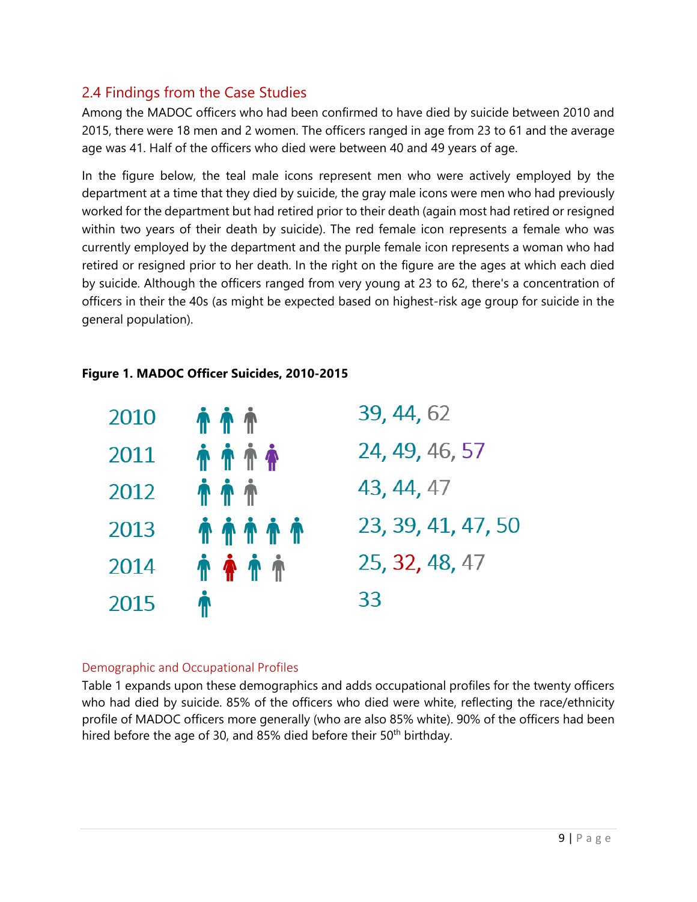## 2.4 Findings from the Case Studies

Among the MADOC officers who had been confirmed to have died by suicide between 2010 and 2015, there were 18 men and 2 women. The officers ranged in age from 23 to 61 and the average age was 41. Half of the officers who died were between 40 and 49 years of age.

In the figure below, the teal male icons represent men who were actively employed by the department at a time that they died by suicide, the gray male icons were men who had previously worked for the department but had retired prior to their death (again most had retired or resigned within two years of their death by suicide). The red female icon represents a female who was currently employed by the department and the purple female icon represents a woman who had retired or resigned prior to her death. In the right on the figure are the ages at which each died by suicide. Although the officers ranged from very young at 23 to 62, there's a concentration of officers in their the 40s (as might be expected based on highest-risk age group for suicide in the general population).

**Figure 1. MADOC Officer Suicides, 2010-2015**

| Year | Ages |
|---|---|
| 2010 | 39, 44, 62 |
| 2011 | 24, 49, 46, 57 |
| 2012 | 43, 44, 47 |
| 2013 | 23, 39, 41, 47, 50 |
| 2014 | 25, 32, 48, 47 |
| 2015 | 33 |

### Demographic and Occupational Profiles

Table 1 expands upon these demographics and adds occupational profiles for the twenty officers who had died by suicide. 85% of the officers who died were white, reflecting the race/ethnicity profile of MADOC officers more generally (who are also 85% white). 90% of the officers had been hired before the age of 30, and 85% died before their 50th birthday.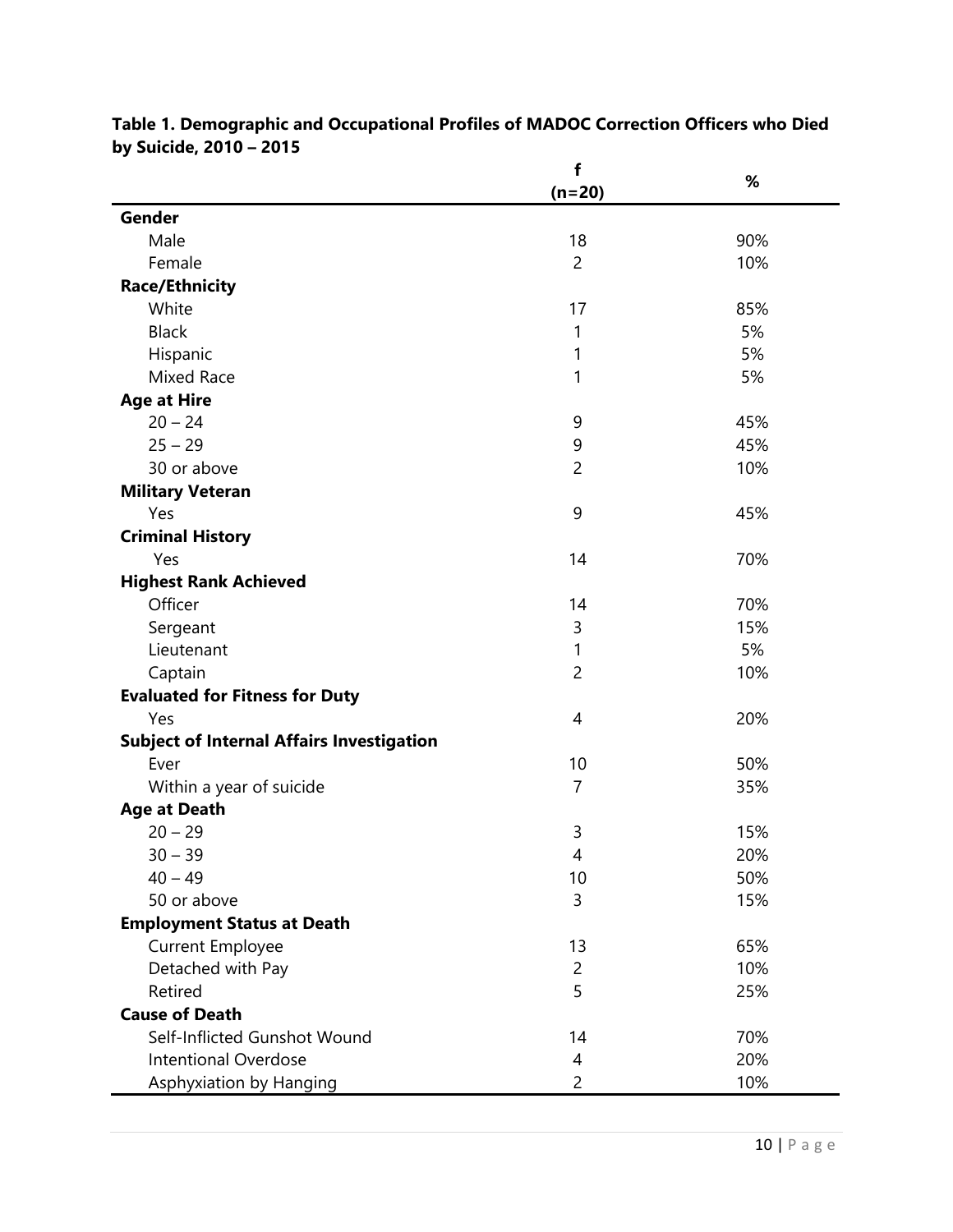**Table 1. Demographic and Occupational Profiles of MADOC Correction Officers who Died by Suicide, 2010 – 2015**

| | f (n=20) | % |
|---|---|---|
| **Gender** | | |
| Male | 18 | 90% |
| Female | 2 | 10% |
| **Race/Ethnicity** | | |
| White | 17 | 85% |
| Black | 1 | 5% |
| Hispanic | 1 | 5% |
| Mixed Race | 1 | 5% |
| **Age at Hire** | | |
| 20 – 24 | 9 | 45% |
| 25 – 29 | 9 | 45% |
| 30 or above | 2 | 10% |
| **Military Veteran** | | |
| Yes | 9 | 45% |
| **Criminal History** | | |
| Yes | 14 | 70% |
| **Highest Rank Achieved** | | |
| Officer | 14 | 70% |
| Sergeant | 3 | 15% |
| Lieutenant | 1 | 5% |
| Captain | 2 | 10% |
| **Evaluated for Fitness for Duty** | | |
| Yes | 4 | 20% |
| **Subject of Internal Affairs Investigation** | | |
| Ever | 10 | 50% |
| Within a year of suicide | 7 | 35% |
| **Age at Death** | | |
| 20 – 29 | 3 | 15% |
| 30 – 39 | 4 | 20% |
| 40 – 49 | 10 | 50% |
| 50 or above | 3 | 15% |
| **Employment Status at Death** | | |
| Current Employee | 13 | 65% |
| Detached with Pay | 2 | 10% |
| Retired | 5 | 25% |
| **Cause of Death** | | |
| Self-Inflicted Gunshot Wound | 14 | 70% |
| Intentional Overdose | 4 | 20% |
| Asphyxiation by Hanging | 2 | 10% |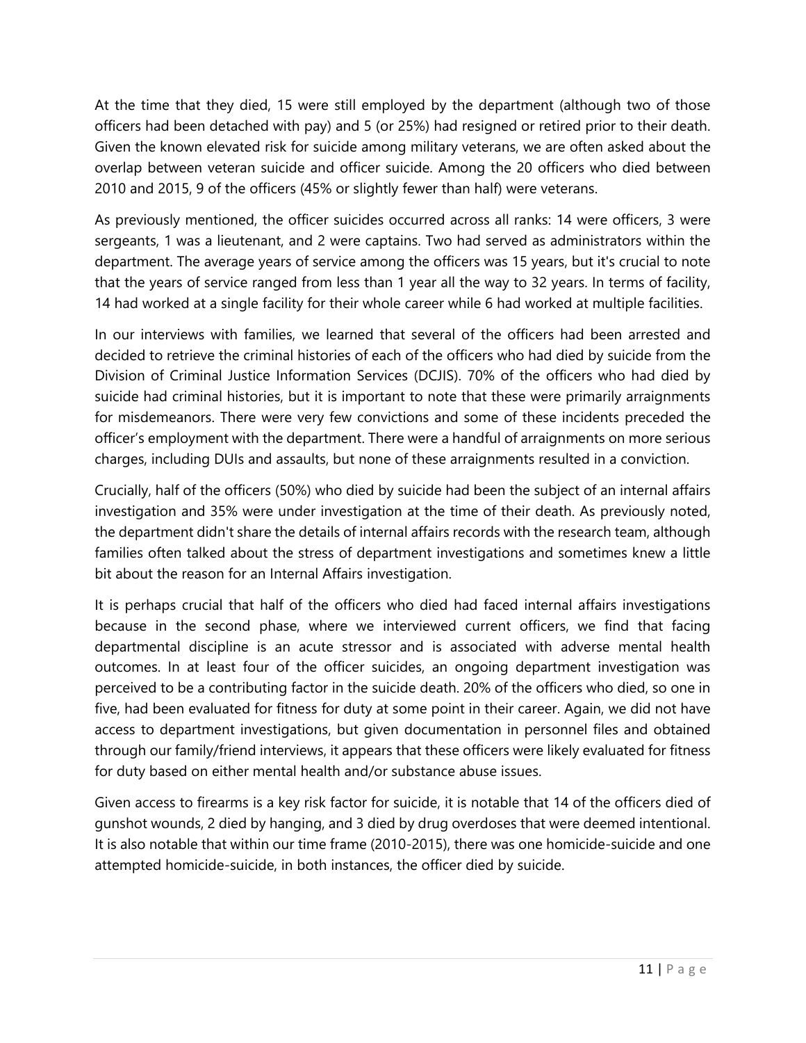At the time that they died, 15 were still employed by the department (although two of those officers had been detached with pay) and 5 (or 25%) had resigned or retired prior to their death. Given the known elevated risk for suicide among military veterans, we are often asked about the overlap between veteran suicide and officer suicide. Among the 20 officers who died between 2010 and 2015, 9 of the officers (45% or slightly fewer than half) were veterans.

As previously mentioned, the officer suicides occurred across all ranks: 14 were officers, 3 were sergeants, 1 was a lieutenant, and 2 were captains. Two had served as administrators within the department. The average years of service among the officers was 15 years, but it's crucial to note that the years of service ranged from less than 1 year all the way to 32 years. In terms of facility, 14 had worked at a single facility for their whole career while 6 had worked at multiple facilities.

In our interviews with families, we learned that several of the officers had been arrested and decided to retrieve the criminal histories of each of the officers who had died by suicide from the Division of Criminal Justice Information Services (DCJIS). 70% of the officers who had died by suicide had criminal histories, but it is important to note that these were primarily arraignments for misdemeanors. There were very few convictions and some of these incidents preceded the officer's employment with the department. There were a handful of arraignments on more serious charges, including DUIs and assaults, but none of these arraignments resulted in a conviction.

Crucially, half of the officers (50%) who died by suicide had been the subject of an internal affairs investigation and 35% were under investigation at the time of their death. As previously noted, the department didn't share the details of internal affairs records with the research team, although families often talked about the stress of department investigations and sometimes knew a little bit about the reason for an Internal Affairs investigation.

It is perhaps crucial that half of the officers who died had faced internal affairs investigations because in the second phase, where we interviewed current officers, we find that facing departmental discipline is an acute stressor and is associated with adverse mental health outcomes. In at least four of the officer suicides, an ongoing department investigation was perceived to be a contributing factor in the suicide death. 20% of the officers who died, so one in five, had been evaluated for fitness for duty at some point in their career. Again, we did not have access to department investigations, but given documentation in personnel files and obtained through our family/friend interviews, it appears that these officers were likely evaluated for fitness for duty based on either mental health and/or substance abuse issues.

Given access to firearms is a key risk factor for suicide, it is notable that 14 of the officers died of gunshot wounds, 2 died by hanging, and 3 died by drug overdoses that were deemed intentional. It is also notable that within our time frame (2010-2015), there was one homicide-suicide and one attempted homicide-suicide, in both instances, the officer died by suicide.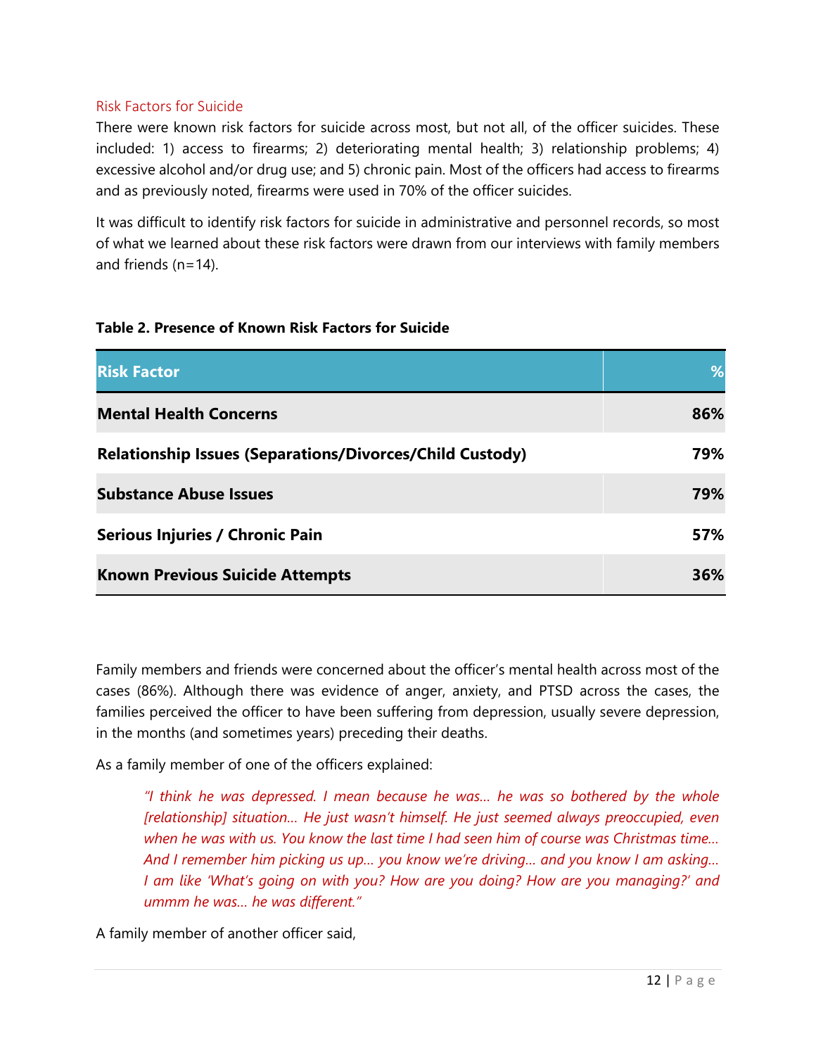### Risk Factors for Suicide

There were known risk factors for suicide across most, but not all, of the officer suicides. These included: 1) access to firearms; 2) deteriorating mental health; 3) relationship problems; 4) excessive alcohol and/or drug use; and 5) chronic pain. Most of the officers had access to firearms and as previously noted, firearms were used in 70% of the officer suicides.

It was difficult to identify risk factors for suicide in administrative and personnel records, so most of what we learned about these risk factors were drawn from our interviews with family members and friends (n=14).

**Table 2. Presence of Known Risk Factors for Suicide**

| Risk Factor | % |
|---|---|
| **Mental Health Concerns** | **86%** |
| **Relationship Issues (Separations/Divorces/Child Custody)** | **79%** |
| **Substance Abuse Issues** | **79%** |
| **Serious Injuries / Chronic Pain** | **57%** |
| **Known Previous Suicide Attempts** | **36%** |

Family members and friends were concerned about the officer's mental health across most of the cases (86%). Although there was evidence of anger, anxiety, and PTSD across the cases, the families perceived the officer to have been suffering from depression, usually severe depression, in the months (and sometimes years) preceding their deaths.

As a family member of one of the officers explained:

> *"I think he was depressed. I mean because he was… he was so bothered by the whole [relationship] situation… He just wasn't himself. He just seemed always preoccupied, even when he was with us. You know the last time I had seen him of course was Christmas time… And I remember him picking us up… you know we're driving… and you know I am asking… I am like 'What's going on with you? How are you doing? How are you managing?' and ummm he was… he was different."*

A family member of another officer said,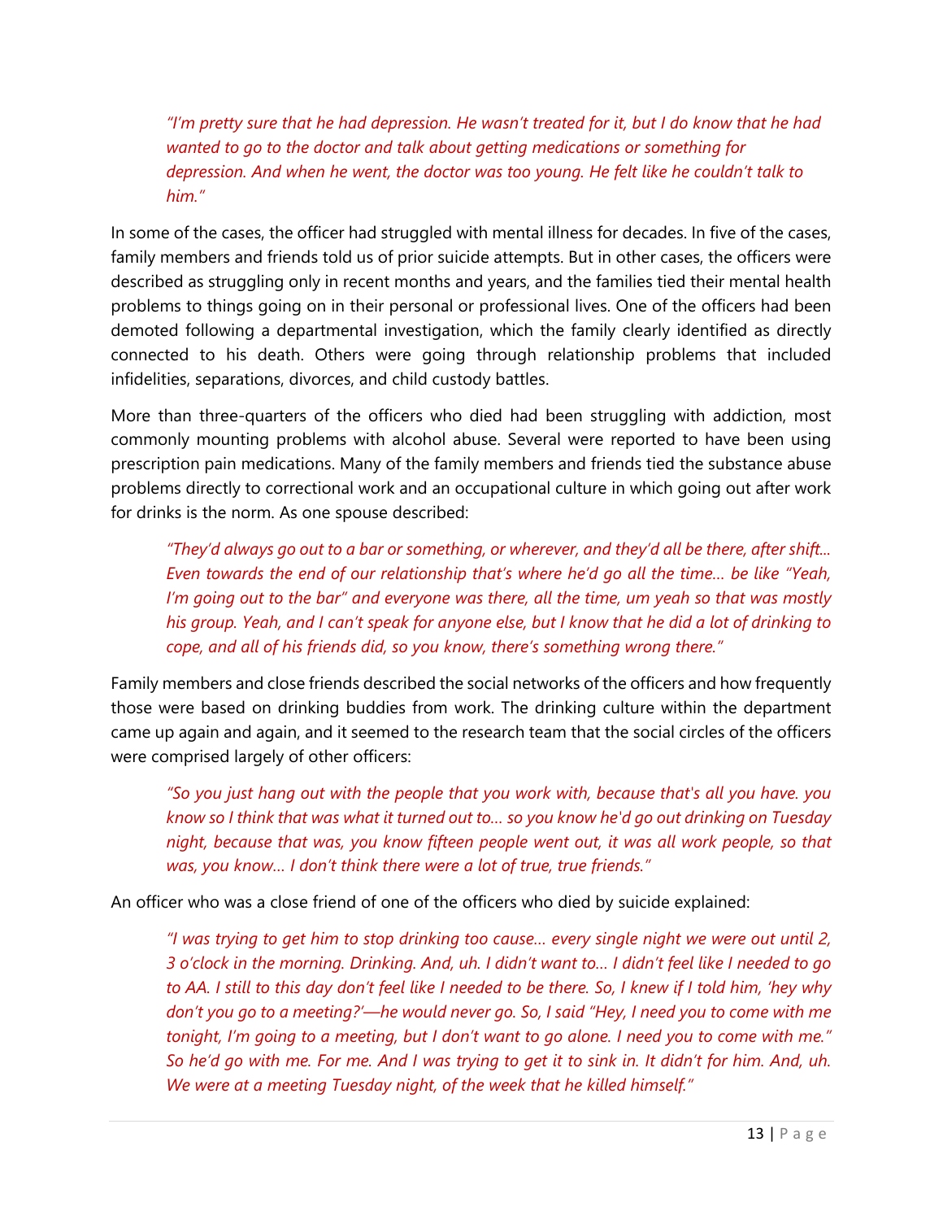> *"I'm pretty sure that he had depression. He wasn't treated for it, but I do know that he had wanted to go to the doctor and talk about getting medications or something for depression. And when he went, the doctor was too young. He felt like he couldn't talk to him."*

In some of the cases, the officer had struggled with mental illness for decades. In five of the cases, family members and friends told us of prior suicide attempts. But in other cases, the officers were described as struggling only in recent months and years, and the families tied their mental health problems to things going on in their personal or professional lives. One of the officers had been demoted following a departmental investigation, which the family clearly identified as directly connected to his death. Others were going through relationship problems that included infidelities, separations, divorces, and child custody battles.

More than three-quarters of the officers who died had been struggling with addiction, most commonly mounting problems with alcohol abuse. Several were reported to have been using prescription pain medications. Many of the family members and friends tied the substance abuse problems directly to correctional work and an occupational culture in which going out after work for drinks is the norm. As one spouse described:

> *"They'd always go out to a bar or something, or wherever, and they'd all be there, after shift... Even towards the end of our relationship that's where he'd go all the time... be like "Yeah, I'm going out to the bar" and everyone was there, all the time, um yeah so that was mostly his group. Yeah, and I can't speak for anyone else, but I know that he did a lot of drinking to cope, and all of his friends did, so you know, there's something wrong there."*

Family members and close friends described the social networks of the officers and how frequently those were based on drinking buddies from work. The drinking culture within the department came up again and again, and it seemed to the research team that the social circles of the officers were comprised largely of other officers:

> *"So you just hang out with the people that you work with, because that's all you have. you know so I think that was what it turned out to... so you know he'd go out drinking on Tuesday night, because that was, you know fifteen people went out, it was all work people, so that was, you know... I don't think there were a lot of true, true friends."*

An officer who was a close friend of one of the officers who died by suicide explained:

> *"I was trying to get him to stop drinking too cause... every single night we were out until 2, 3 o'clock in the morning. Drinking. And, uh. I didn't want to... I didn't feel like I needed to go to AA. I still to this day don't feel like I needed to be there. So, I knew if I told him, 'hey why don't you go to a meeting?'—he would never go. So, I said "Hey, I need you to come with me tonight, I'm going to a meeting, but I don't want to go alone. I need you to come with me." So he'd go with me. For me. And I was trying to get it to sink in. It didn't for him. And, uh. We were at a meeting Tuesday night, of the week that he killed himself."*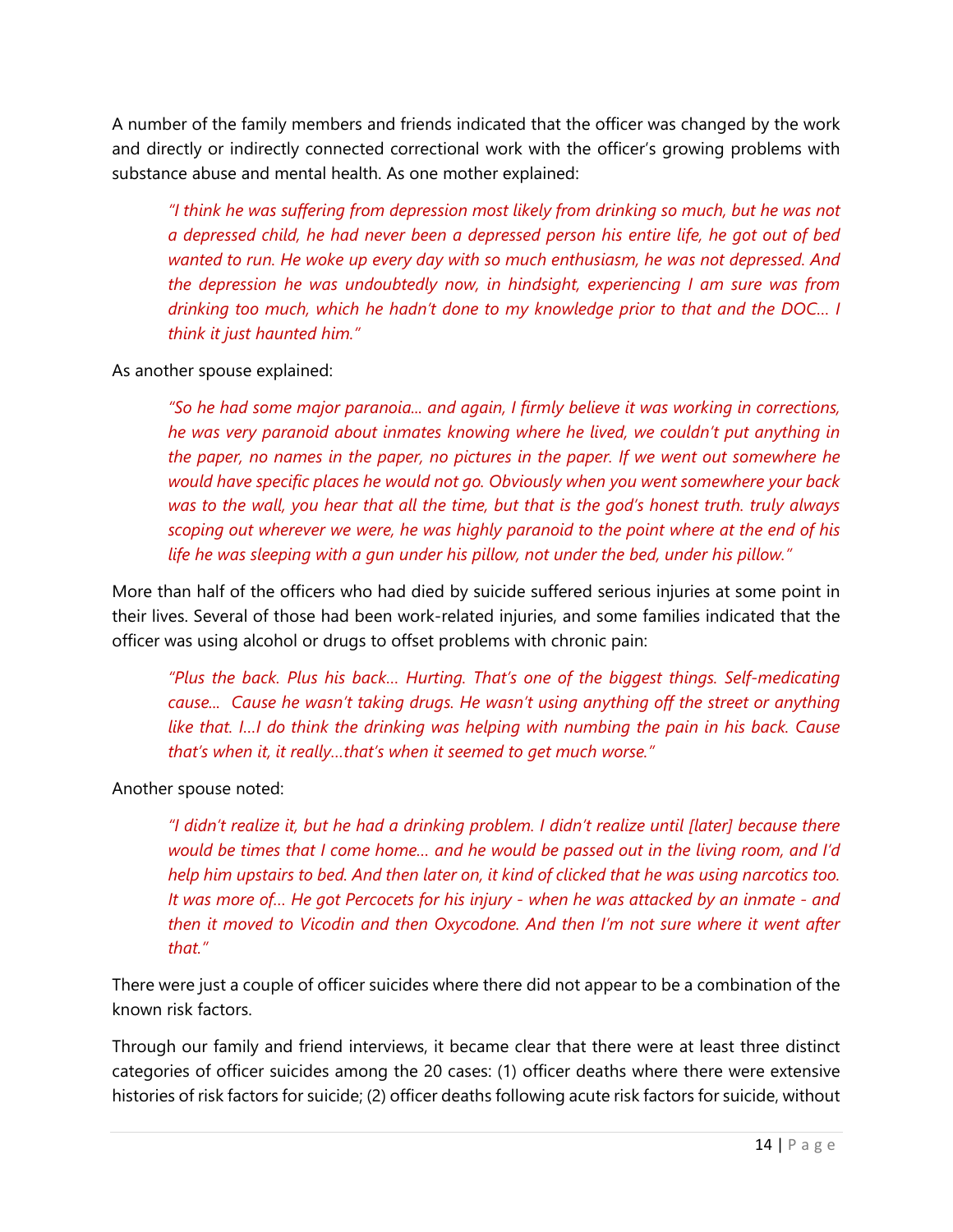A number of the family members and friends indicated that the officer was changed by the work and directly or indirectly connected correctional work with the officer's growing problems with substance abuse and mental health. As one mother explained:

> *"I think he was suffering from depression most likely from drinking so much, but he was not a depressed child, he had never been a depressed person his entire life, he got out of bed wanted to run. He woke up every day with so much enthusiasm, he was not depressed. And the depression he was undoubtedly now, in hindsight, experiencing I am sure was from drinking too much, which he hadn't done to my knowledge prior to that and the DOC… I think it just haunted him."*

As another spouse explained:

> *"So he had some major paranoia... and again, I firmly believe it was working in corrections, he was very paranoid about inmates knowing where he lived, we couldn't put anything in the paper, no names in the paper, no pictures in the paper. If we went out somewhere he would have specific places he would not go. Obviously when you went somewhere your back was to the wall, you hear that all the time, but that is the god's honest truth. truly always scoping out wherever we were, he was highly paranoid to the point where at the end of his life he was sleeping with a gun under his pillow, not under the bed, under his pillow."*

More than half of the officers who had died by suicide suffered serious injuries at some point in their lives. Several of those had been work-related injuries, and some families indicated that the officer was using alcohol or drugs to offset problems with chronic pain:

> *"Plus the back. Plus his back… Hurting. That's one of the biggest things. Self-medicating cause… Cause he wasn't taking drugs. He wasn't using anything off the street or anything like that. I…I do think the drinking was helping with numbing the pain in his back. Cause that's when it, it really…that's when it seemed to get much worse."*

Another spouse noted:

> *"I didn't realize it, but he had a drinking problem. I didn't realize until [later] because there would be times that I come home… and he would be passed out in the living room, and I'd help him upstairs to bed. And then later on, it kind of clicked that he was using narcotics too. It was more of… He got Percocets for his injury - when he was attacked by an inmate - and then it moved to Vicodin and then Oxycodone. And then I'm not sure where it went after that."*

There were just a couple of officer suicides where there did not appear to be a combination of the known risk factors.

Through our family and friend interviews, it became clear that there were at least three distinct categories of officer suicides among the 20 cases: (1) officer deaths where there were extensive histories of risk factors for suicide; (2) officer deaths following acute risk factors for suicide, without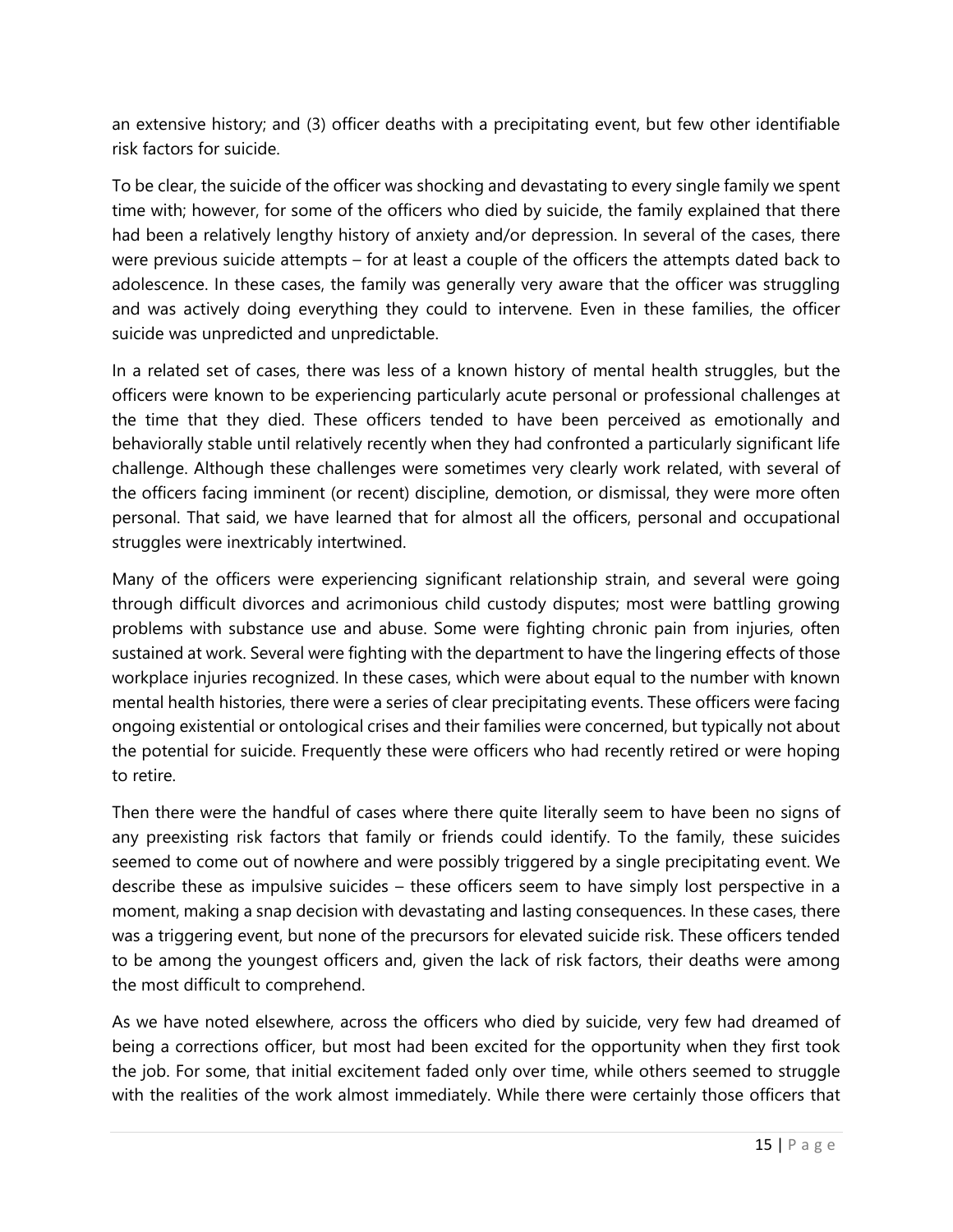an extensive history; and (3) officer deaths with a precipitating event, but few other identifiable risk factors for suicide.

To be clear, the suicide of the officer was shocking and devastating to every single family we spent time with; however, for some of the officers who died by suicide, the family explained that there had been a relatively lengthy history of anxiety and/or depression. In several of the cases, there were previous suicide attempts – for at least a couple of the officers the attempts dated back to adolescence. In these cases, the family was generally very aware that the officer was struggling and was actively doing everything they could to intervene. Even in these families, the officer suicide was unpredicted and unpredictable.

In a related set of cases, there was less of a known history of mental health struggles, but the officers were known to be experiencing particularly acute personal or professional challenges at the time that they died. These officers tended to have been perceived as emotionally and behaviorally stable until relatively recently when they had confronted a particularly significant life challenge. Although these challenges were sometimes very clearly work related, with several of the officers facing imminent (or recent) discipline, demotion, or dismissal, they were more often personal. That said, we have learned that for almost all the officers, personal and occupational struggles were inextricably intertwined.

Many of the officers were experiencing significant relationship strain, and several were going through difficult divorces and acrimonious child custody disputes; most were battling growing problems with substance use and abuse. Some were fighting chronic pain from injuries, often sustained at work. Several were fighting with the department to have the lingering effects of those workplace injuries recognized. In these cases, which were about equal to the number with known mental health histories, there were a series of clear precipitating events. These officers were facing ongoing existential or ontological crises and their families were concerned, but typically not about the potential for suicide. Frequently these were officers who had recently retired or were hoping to retire.

Then there were the handful of cases where there quite literally seem to have been no signs of any preexisting risk factors that family or friends could identify. To the family, these suicides seemed to come out of nowhere and were possibly triggered by a single precipitating event. We describe these as impulsive suicides – these officers seem to have simply lost perspective in a moment, making a snap decision with devastating and lasting consequences. In these cases, there was a triggering event, but none of the precursors for elevated suicide risk. These officers tended to be among the youngest officers and, given the lack of risk factors, their deaths were among the most difficult to comprehend.

As we have noted elsewhere, across the officers who died by suicide, very few had dreamed of being a corrections officer, but most had been excited for the opportunity when they first took the job. For some, that initial excitement faded only over time, while others seemed to struggle with the realities of the work almost immediately. While there were certainly those officers that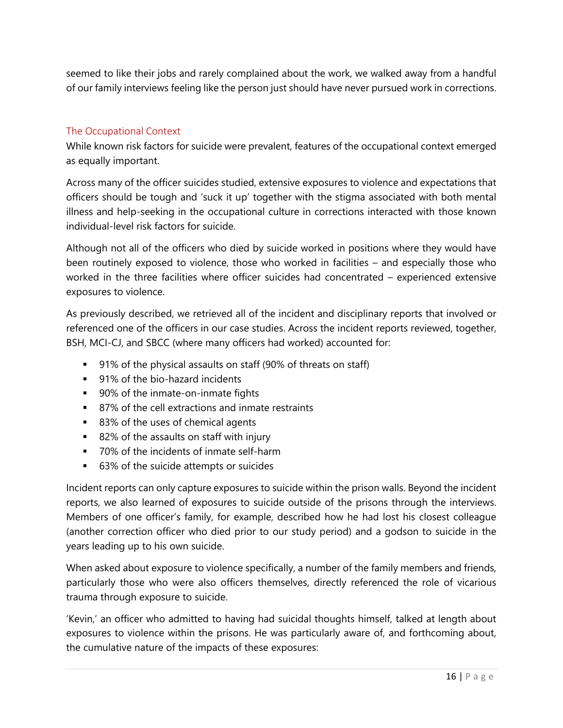seemed to like their jobs and rarely complained about the work, we walked away from a handful of our family interviews feeling like the person just should have never pursued work in corrections.

## The Occupational Context

While known risk factors for suicide were prevalent, features of the occupational context emerged as equally important.

Across many of the officer suicides studied, extensive exposures to violence and expectations that officers should be tough and 'suck it up' together with the stigma associated with both mental illness and help-seeking in the occupational culture in corrections interacted with those known individual-level risk factors for suicide.

Although not all of the officers who died by suicide worked in positions where they would have been routinely exposed to violence, those who worked in facilities – and especially those who worked in the three facilities where officer suicides had concentrated – experienced extensive exposures to violence.

As previously described, we retrieved all of the incident and disciplinary reports that involved or referenced one of the officers in our case studies. Across the incident reports reviewed, together, BSH, MCI-CJ, and SBCC (where many officers had worked) accounted for:

- 91% of the physical assaults on staff (90% of threats on staff)
- 91% of the bio-hazard incidents
- 90% of the inmate-on-inmate fights
- 87% of the cell extractions and inmate restraints
- 83% of the uses of chemical agents
- 82% of the assaults on staff with injury
- 70% of the incidents of inmate self-harm
- 63% of the suicide attempts or suicides

Incident reports can only capture exposures to suicide within the prison walls. Beyond the incident reports, we also learned of exposures to suicide outside of the prisons through the interviews. Members of one officer's family, for example, described how he had lost his closest colleague (another correction officer who died prior to our study period) and a godson to suicide in the years leading up to his own suicide.

When asked about exposure to violence specifically, a number of the family members and friends, particularly those who were also officers themselves, directly referenced the role of vicarious trauma through exposure to suicide.

'Kevin,' an officer who admitted to having had suicidal thoughts himself, talked at length about exposures to violence within the prisons. He was particularly aware of, and forthcoming about, the cumulative nature of the impacts of these exposures: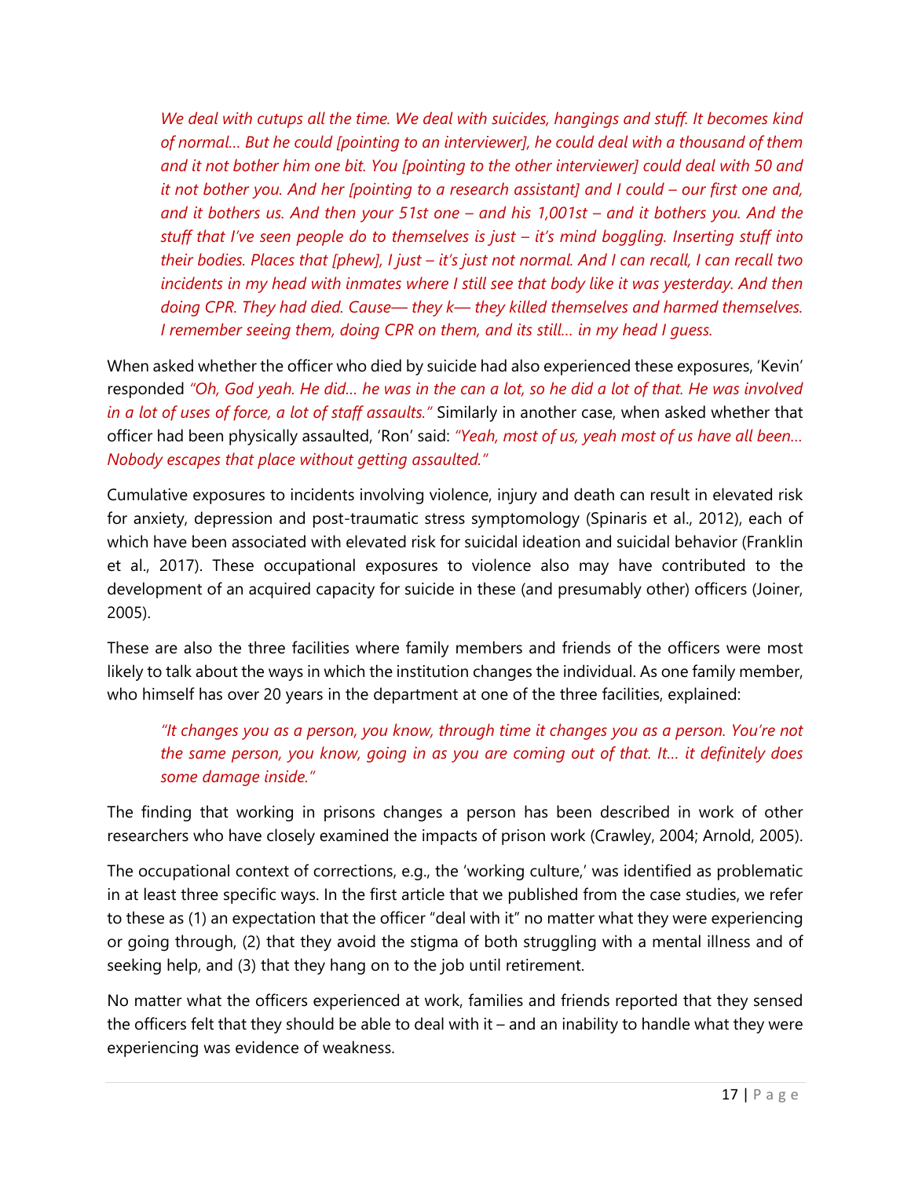> *We deal with cutups all the time. We deal with suicides, hangings and stuff. It becomes kind of normal… But he could [pointing to an interviewer], he could deal with a thousand of them and it not bother him one bit. You [pointing to the other interviewer] could deal with 50 and it not bother you. And her [pointing to a research assistant] and I could – our first one and, and it bothers us. And then your 51st one – and his 1,001st – and it bothers you. And the stuff that I've seen people do to themselves is just – it's mind boggling. Inserting stuff into their bodies. Places that [phew], I just – it's just not normal. And I can recall, I can recall two incidents in my head with inmates where I still see that body like it was yesterday. And then doing CPR. They had died. Cause— they k— they killed themselves and harmed themselves. I remember seeing them, doing CPR on them, and its still… in my head I guess.*

When asked whether the officer who died by suicide had also experienced these exposures, 'Kevin' responded *"Oh, God yeah. He did… he was in the can a lot, so he did a lot of that. He was involved in a lot of uses of force, a lot of staff assaults."* Similarly in another case, when asked whether that officer had been physically assaulted, 'Ron' said: *"Yeah, most of us, yeah most of us have all been… Nobody escapes that place without getting assaulted."*

Cumulative exposures to incidents involving violence, injury and death can result in elevated risk for anxiety, depression and post-traumatic stress symptomology (Spinaris et al., 2012), each of which have been associated with elevated risk for suicidal ideation and suicidal behavior (Franklin et al., 2017). These occupational exposures to violence also may have contributed to the development of an acquired capacity for suicide in these (and presumably other) officers (Joiner, 2005).

These are also the three facilities where family members and friends of the officers were most likely to talk about the ways in which the institution changes the individual. As one family member, who himself has over 20 years in the department at one of the three facilities, explained:

> *"It changes you as a person, you know, through time it changes you as a person. You're not the same person, you know, going in as you are coming out of that. It… it definitely does some damage inside."*

The finding that working in prisons changes a person has been described in work of other researchers who have closely examined the impacts of prison work (Crawley, 2004; Arnold, 2005).

The occupational context of corrections, e.g., the 'working culture,' was identified as problematic in at least three specific ways. In the first article that we published from the case studies, we refer to these as (1) an expectation that the officer "deal with it" no matter what they were experiencing or going through, (2) that they avoid the stigma of both struggling with a mental illness and of seeking help, and (3) that they hang on to the job until retirement.

No matter what the officers experienced at work, families and friends reported that they sensed the officers felt that they should be able to deal with it – and an inability to handle what they were experiencing was evidence of weakness.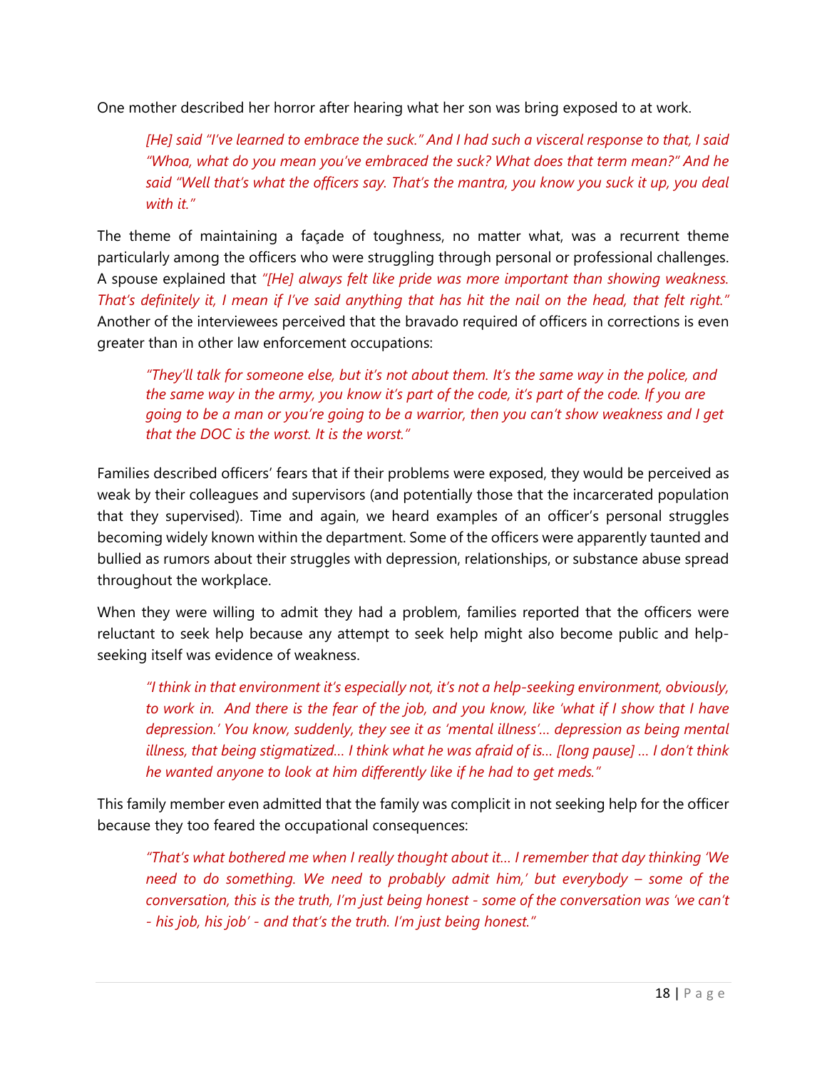One mother described her horror after hearing what her son was bring exposed to at work.

> *[He] said "I've learned to embrace the suck." And I had such a visceral response to that, I said "Whoa, what do you mean you've embraced the suck? What does that term mean?" And he said "Well that's what the officers say. That's the mantra, you know you suck it up, you deal with it."*

The theme of maintaining a façade of toughness, no matter what, was a recurrent theme particularly among the officers who were struggling through personal or professional challenges. A spouse explained that *"[He] always felt like pride was more important than showing weakness. That's definitely it, I mean if I've said anything that has hit the nail on the head, that felt right."* Another of the interviewees perceived that the bravado required of officers in corrections is even greater than in other law enforcement occupations:

> *"They'll talk for someone else, but it's not about them. It's the same way in the police, and the same way in the army, you know it's part of the code, it's part of the code. If you are going to be a man or you're going to be a warrior, then you can't show weakness and I get that the DOC is the worst. It is the worst."*

Families described officers' fears that if their problems were exposed, they would be perceived as weak by their colleagues and supervisors (and potentially those that the incarcerated population that they supervised). Time and again, we heard examples of an officer's personal struggles becoming widely known within the department. Some of the officers were apparently taunted and bullied as rumors about their struggles with depression, relationships, or substance abuse spread throughout the workplace.

When they were willing to admit they had a problem, families reported that the officers were reluctant to seek help because any attempt to seek help might also become public and help-seeking itself was evidence of weakness.

> *"I think in that environment it's especially not, it's not a help-seeking environment, obviously, to work in. And there is the fear of the job, and you know, like 'what if I show that I have depression.' You know, suddenly, they see it as 'mental illness'… depression as being mental illness, that being stigmatized… I think what he was afraid of is… [long pause] … I don't think he wanted anyone to look at him differently like if he had to get meds."*

This family member even admitted that the family was complicit in not seeking help for the officer because they too feared the occupational consequences:

> *"That's what bothered me when I really thought about it… I remember that day thinking 'We need to do something. We need to probably admit him,' but everybody – some of the conversation, this is the truth, I'm just being honest - some of the conversation was 'we can't - his job, his job' - and that's the truth. I'm just being honest."*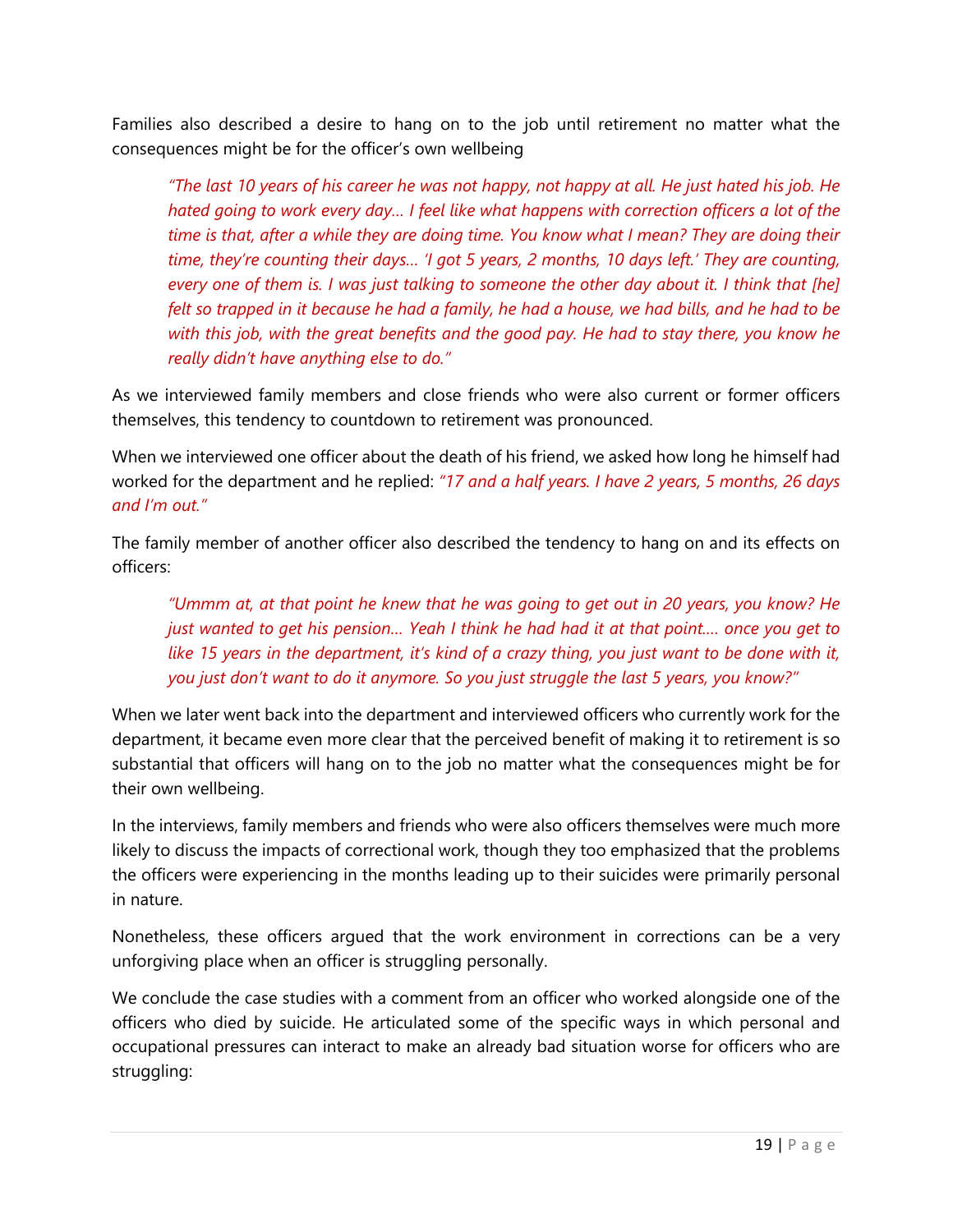Families also described a desire to hang on to the job until retirement no matter what the consequences might be for the officer's own wellbeing

> *"The last 10 years of his career he was not happy, not happy at all. He just hated his job. He hated going to work every day… I feel like what happens with correction officers a lot of the time is that, after a while they are doing time. You know what I mean? They are doing their time, they're counting their days… 'I got 5 years, 2 months, 10 days left.' They are counting, every one of them is. I was just talking to someone the other day about it. I think that [he] felt so trapped in it because he had a family, he had a house, we had bills, and he had to be with this job, with the great benefits and the good pay. He had to stay there, you know he really didn't have anything else to do."*

As we interviewed family members and close friends who were also current or former officers themselves, this tendency to countdown to retirement was pronounced.

When we interviewed one officer about the death of his friend, we asked how long he himself had worked for the department and he replied: *"17 and a half years. I have 2 years, 5 months, 26 days and I'm out."*

The family member of another officer also described the tendency to hang on and its effects on officers:

> *"Ummm at, at that point he knew that he was going to get out in 20 years, you know? He just wanted to get his pension… Yeah I think he had had it at that point…. once you get to like 15 years in the department, it's kind of a crazy thing, you just want to be done with it, you just don't want to do it anymore. So you just struggle the last 5 years, you know?"*

When we later went back into the department and interviewed officers who currently work for the department, it became even more clear that the perceived benefit of making it to retirement is so substantial that officers will hang on to the job no matter what the consequences might be for their own wellbeing.

In the interviews, family members and friends who were also officers themselves were much more likely to discuss the impacts of correctional work, though they too emphasized that the problems the officers were experiencing in the months leading up to their suicides were primarily personal in nature.

Nonetheless, these officers argued that the work environment in corrections can be a very unforgiving place when an officer is struggling personally.

We conclude the case studies with a comment from an officer who worked alongside one of the officers who died by suicide. He articulated some of the specific ways in which personal and occupational pressures can interact to make an already bad situation worse for officers who are struggling: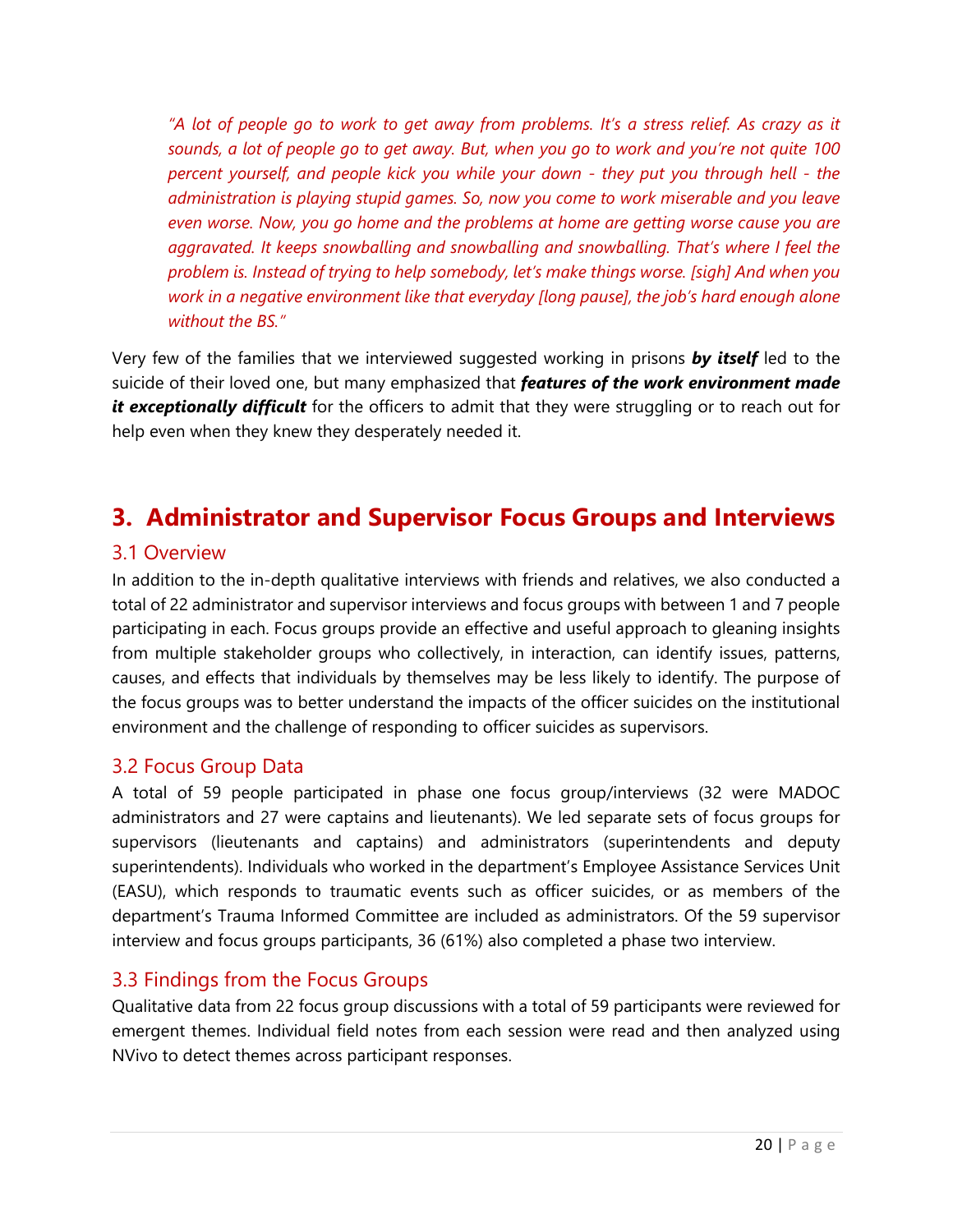*"A lot of people go to work to get away from problems. It's a stress relief. As crazy as it sounds, a lot of people go to get away. But, when you go to work and you're not quite 100 percent yourself, and people kick you while your down - they put you through hell - the administration is playing stupid games. So, now you come to work miserable and you leave even worse. Now, you go home and the problems at home are getting worse cause you are aggravated. It keeps snowballing and snowballing and snowballing. That's where I feel the problem is. Instead of trying to help somebody, let's make things worse. [sigh] And when you work in a negative environment like that everyday [long pause], the job's hard enough alone without the BS."*

Very few of the families that we interviewed suggested working in prisons ***by itself*** led to the suicide of their loved one, but many emphasized that ***features of the work environment made it exceptionally difficult*** for the officers to admit that they were struggling or to reach out for help even when they knew they desperately needed it.

# 3. Administrator and Supervisor Focus Groups and Interviews

## 3.1 Overview

In addition to the in-depth qualitative interviews with friends and relatives, we also conducted a total of 22 administrator and supervisor interviews and focus groups with between 1 and 7 people participating in each. Focus groups provide an effective and useful approach to gleaning insights from multiple stakeholder groups who collectively, in interaction, can identify issues, patterns, causes, and effects that individuals by themselves may be less likely to identify. The purpose of the focus groups was to better understand the impacts of the officer suicides on the institutional environment and the challenge of responding to officer suicides as supervisors.

## 3.2 Focus Group Data

A total of 59 people participated in phase one focus group/interviews (32 were MADOC administrators and 27 were captains and lieutenants). We led separate sets of focus groups for supervisors (lieutenants and captains) and administrators (superintendents and deputy superintendents). Individuals who worked in the department's Employee Assistance Services Unit (EASU), which responds to traumatic events such as officer suicides, or as members of the department's Trauma Informed Committee are included as administrators. Of the 59 supervisor interview and focus groups participants, 36 (61%) also completed a phase two interview.

## 3.3 Findings from the Focus Groups

Qualitative data from 22 focus group discussions with a total of 59 participants were reviewed for emergent themes. Individual field notes from each session were read and then analyzed using NVivo to detect themes across participant responses.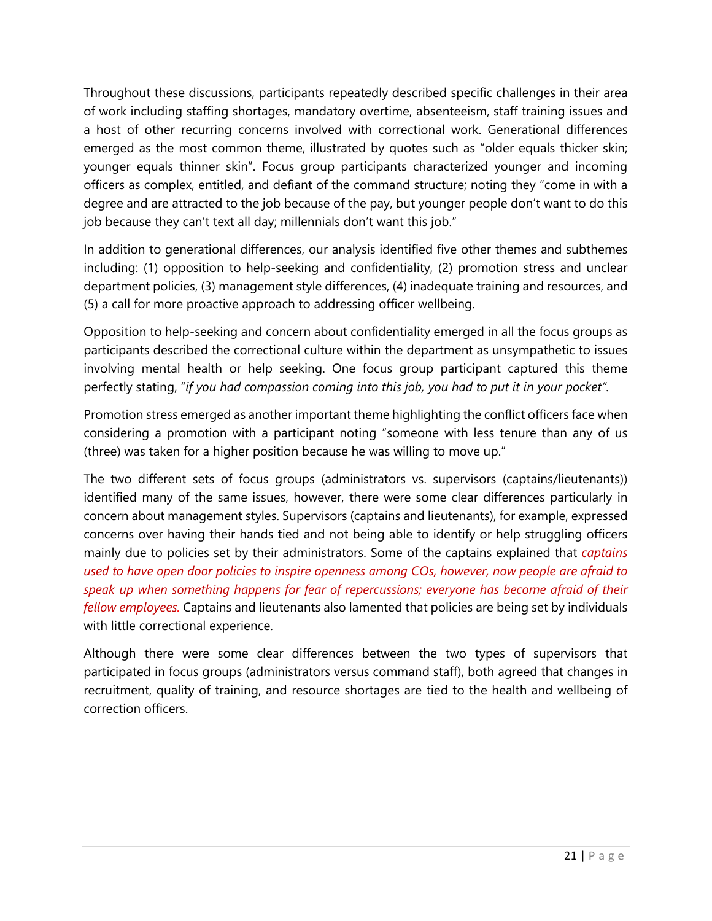Throughout these discussions, participants repeatedly described specific challenges in their area of work including staffing shortages, mandatory overtime, absenteeism, staff training issues and a host of other recurring concerns involved with correctional work. Generational differences emerged as the most common theme, illustrated by quotes such as "older equals thicker skin; younger equals thinner skin". Focus group participants characterized younger and incoming officers as complex, entitled, and defiant of the command structure; noting they "come in with a degree and are attracted to the job because of the pay, but younger people don't want to do this job because they can't text all day; millennials don't want this job."

In addition to generational differences, our analysis identified five other themes and subthemes including: (1) opposition to help-seeking and confidentiality, (2) promotion stress and unclear department policies, (3) management style differences, (4) inadequate training and resources, and (5) a call for more proactive approach to addressing officer wellbeing.

Opposition to help-seeking and concern about confidentiality emerged in all the focus groups as participants described the correctional culture within the department as unsympathetic to issues involving mental health or help seeking. One focus group participant captured this theme perfectly stating, "*if you had compassion coming into this job, you had to put it in your pocket".*

Promotion stress emerged as another important theme highlighting the conflict officers face when considering a promotion with a participant noting "someone with less tenure than any of us (three) was taken for a higher position because he was willing to move up."

The two different sets of focus groups (administrators vs. supervisors (captains/lieutenants)) identified many of the same issues, however, there were some clear differences particularly in concern about management styles. Supervisors (captains and lieutenants), for example, expressed concerns over having their hands tied and not being able to identify or help struggling officers mainly due to policies set by their administrators. Some of the captains explained that *captains used to have open door policies to inspire openness among COs, however, now people are afraid to speak up when something happens for fear of repercussions; everyone has become afraid of their fellow employees.* Captains and lieutenants also lamented that policies are being set by individuals with little correctional experience.

Although there were some clear differences between the two types of supervisors that participated in focus groups (administrators versus command staff), both agreed that changes in recruitment, quality of training, and resource shortages are tied to the health and wellbeing of correction officers.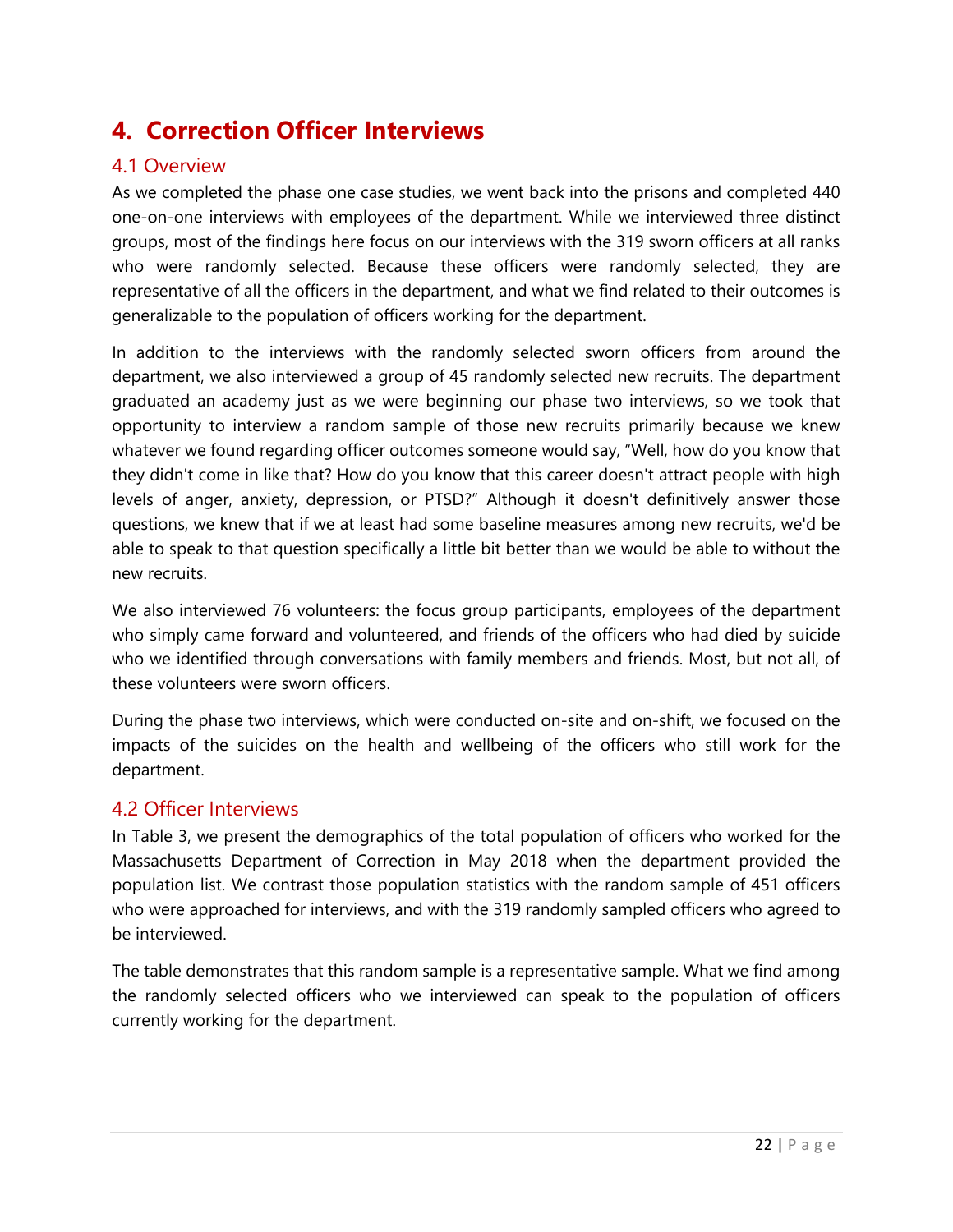# 4. Correction Officer Interviews

## 4.1 Overview

As we completed the phase one case studies, we went back into the prisons and completed 440 one-on-one interviews with employees of the department. While we interviewed three distinct groups, most of the findings here focus on our interviews with the 319 sworn officers at all ranks who were randomly selected. Because these officers were randomly selected, they are representative of all the officers in the department, and what we find related to their outcomes is generalizable to the population of officers working for the department.

In addition to the interviews with the randomly selected sworn officers from around the department, we also interviewed a group of 45 randomly selected new recruits. The department graduated an academy just as we were beginning our phase two interviews, so we took that opportunity to interview a random sample of those new recruits primarily because we knew whatever we found regarding officer outcomes someone would say, "Well, how do you know that they didn't come in like that? How do you know that this career doesn't attract people with high levels of anger, anxiety, depression, or PTSD?" Although it doesn't definitively answer those questions, we knew that if we at least had some baseline measures among new recruits, we'd be able to speak to that question specifically a little bit better than we would be able to without the new recruits.

We also interviewed 76 volunteers: the focus group participants, employees of the department who simply came forward and volunteered, and friends of the officers who had died by suicide who we identified through conversations with family members and friends. Most, but not all, of these volunteers were sworn officers.

During the phase two interviews, which were conducted on-site and on-shift, we focused on the impacts of the suicides on the health and wellbeing of the officers who still work for the department.

## 4.2 Officer Interviews

In Table 3, we present the demographics of the total population of officers who worked for the Massachusetts Department of Correction in May 2018 when the department provided the population list. We contrast those population statistics with the random sample of 451 officers who were approached for interviews, and with the 319 randomly sampled officers who agreed to be interviewed.

The table demonstrates that this random sample is a representative sample. What we find among the randomly selected officers who we interviewed can speak to the population of officers currently working for the department.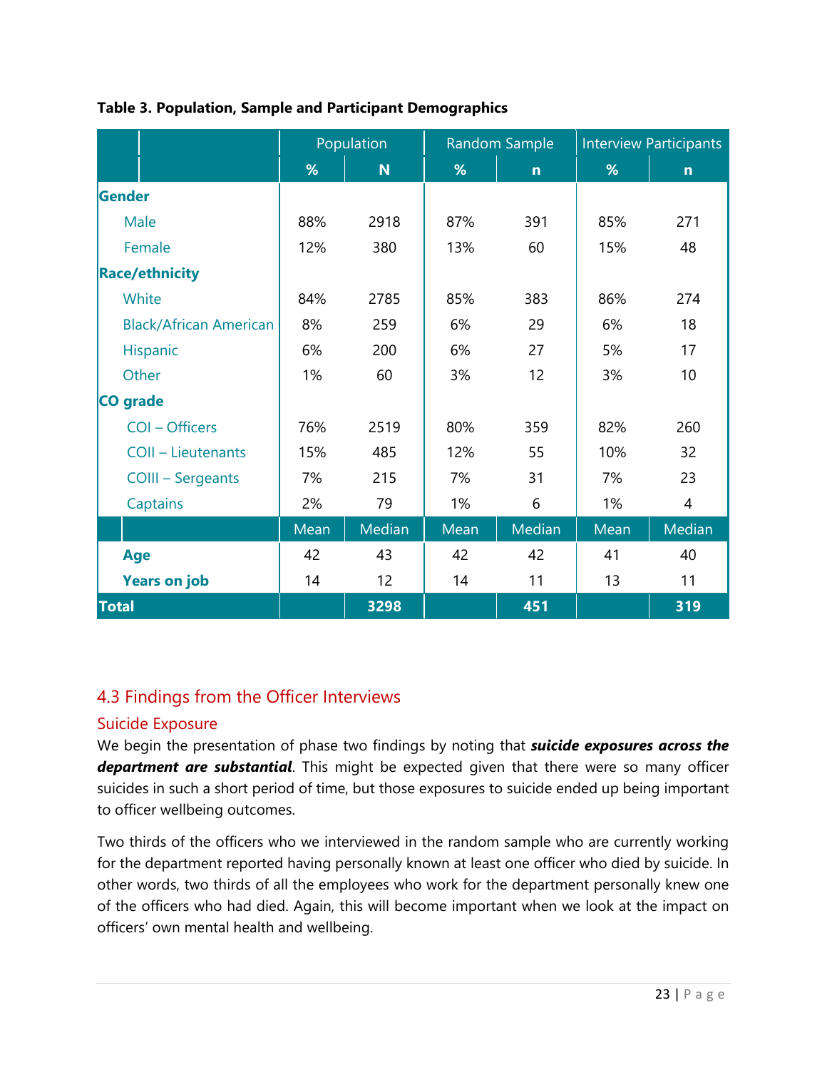**Table 3. Population, Sample and Participant Demographics**

| | Population | | Random Sample | | Interview Participants | |
|---|---|---|---|---|---|---|
| | **%** | **N** | **%** | **n** | **%** | **n** |
| **Gender** | | | | | | |
| Male | 88% | 2918 | 87% | 391 | 85% | 271 |
| Female | 12% | 380 | 13% | 60 | 15% | 48 |
| **Race/ethnicity** | | | | | | |
| White | 84% | 2785 | 85% | 383 | 86% | 274 |
| Black/African American | 8% | 259 | 6% | 29 | 6% | 18 |
| Hispanic | 6% | 200 | 6% | 27 | 5% | 17 |
| Other | 1% | 60 | 3% | 12 | 3% | 10 |
| **CO grade** | | | | | | |
| COI – Officers | 76% | 2519 | 80% | 359 | 82% | 260 |
| COII – Lieutenants | 15% | 485 | 12% | 55 | 10% | 32 |
| COIII – Sergeants | 7% | 215 | 7% | 31 | 7% | 23 |
| Captains | 2% | 79 | 1% | 6 | 1% | 4 |
| | Mean | Median | Mean | Median | Mean | Median |
| **Age** | 42 | 43 | 42 | 42 | 41 | 40 |
| **Years on job** | 14 | 12 | 14 | 11 | 13 | 11 |
| **Total** | | **3298** | | **451** | | **319** |

## 4.3 Findings from the Officer Interviews

### Suicide Exposure

We begin the presentation of phase two findings by noting that ***suicide exposures across the department are substantial***. This might be expected given that there were so many officer suicides in such a short period of time, but those exposures to suicide ended up being important to officer wellbeing outcomes.

Two thirds of the officers who we interviewed in the random sample who are currently working for the department reported having personally known at least one officer who died by suicide. In other words, two thirds of all the employees who work for the department personally knew one of the officers who had died. Again, this will become important when we look at the impact on officers' own mental health and wellbeing.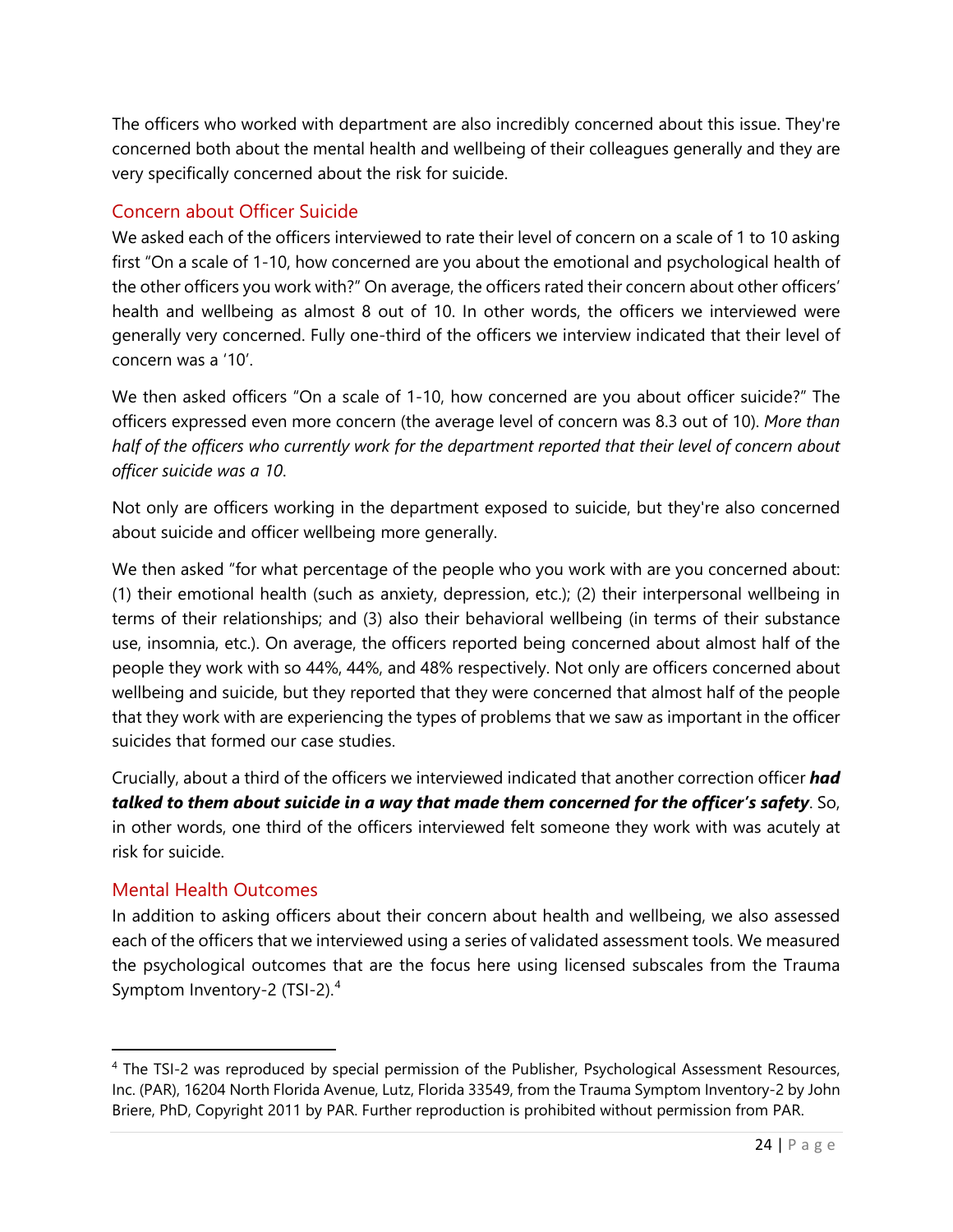The officers who worked with department are also incredibly concerned about this issue. They're concerned both about the mental health and wellbeing of their colleagues generally and they are very specifically concerned about the risk for suicide.

## Concern about Officer Suicide

We asked each of the officers interviewed to rate their level of concern on a scale of 1 to 10 asking first "On a scale of 1-10, how concerned are you about the emotional and psychological health of the other officers you work with?" On average, the officers rated their concern about other officers' health and wellbeing as almost 8 out of 10. In other words, the officers we interviewed were generally very concerned. Fully one-third of the officers we interview indicated that their level of concern was a '10'.

We then asked officers "On a scale of 1-10, how concerned are you about officer suicide?" The officers expressed even more concern (the average level of concern was 8.3 out of 10). *More than half of the officers who currently work for the department reported that their level of concern about officer suicide was a 10*.

Not only are officers working in the department exposed to suicide, but they're also concerned about suicide and officer wellbeing more generally.

We then asked "for what percentage of the people who you work with are you concerned about: (1) their emotional health (such as anxiety, depression, etc.); (2) their interpersonal wellbeing in terms of their relationships; and (3) also their behavioral wellbeing (in terms of their substance use, insomnia, etc.). On average, the officers reported being concerned about almost half of the people they work with so 44%, 44%, and 48% respectively. Not only are officers concerned about wellbeing and suicide, but they reported that they were concerned that almost half of the people that they work with are experiencing the types of problems that we saw as important in the officer suicides that formed our case studies.

Crucially, about a third of the officers we interviewed indicated that another correction officer ***had talked to them about suicide in a way that made them concerned for the officer's safety***. So, in other words, one third of the officers interviewed felt someone they work with was acutely at risk for suicide.

## Mental Health Outcomes

In addition to asking officers about their concern about health and wellbeing, we also assessed each of the officers that we interviewed using a series of validated assessment tools. We measured the psychological outcomes that are the focus here using licensed subscales from the Trauma Symptom Inventory-2 (TSI-2).[4]

[4] The TSI-2 was reproduced by special permission of the Publisher, Psychological Assessment Resources, Inc. (PAR), 16204 North Florida Avenue, Lutz, Florida 33549, from the Trauma Symptom Inventory-2 by John Briere, PhD, Copyright 2011 by PAR. Further reproduction is prohibited without permission from PAR.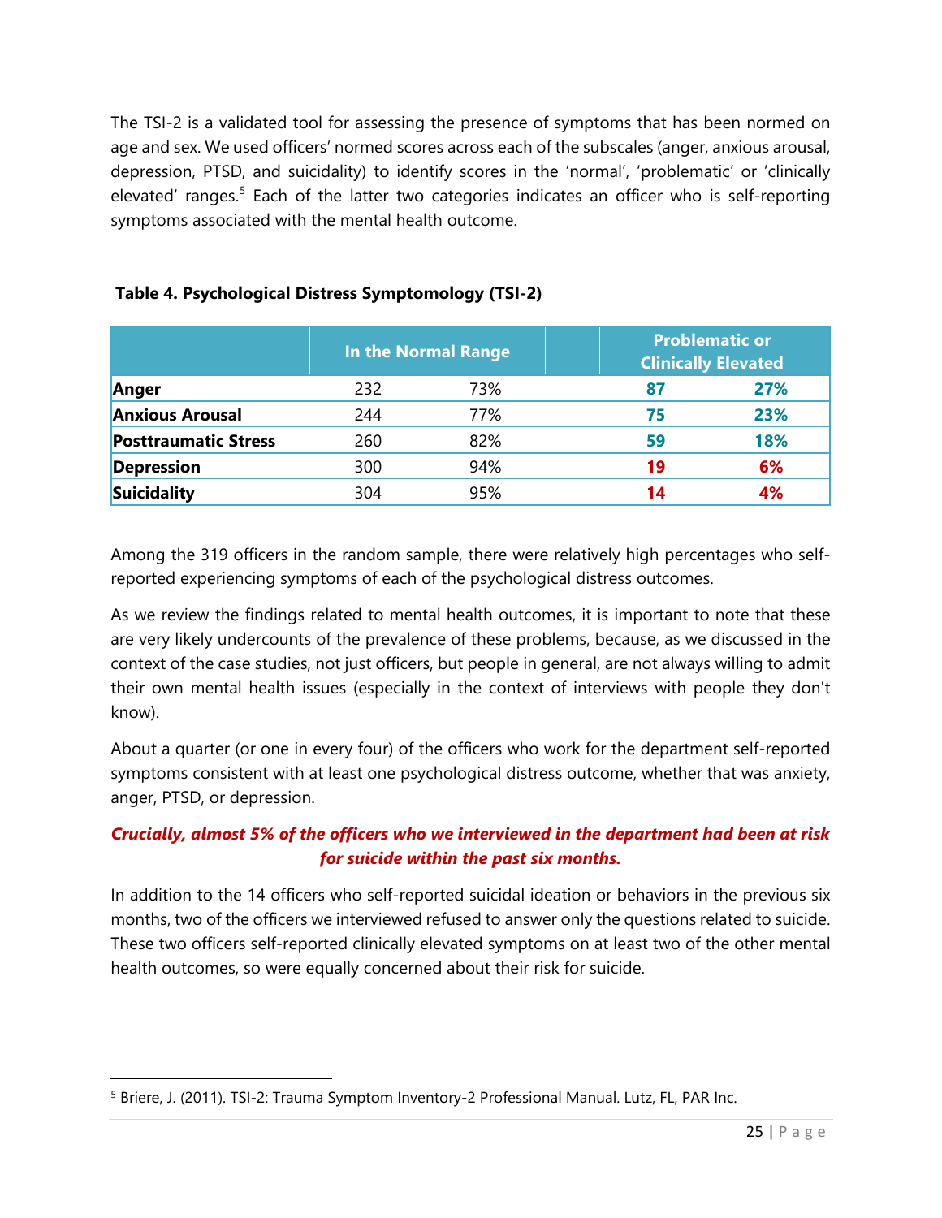The TSI-2 is a validated tool for assessing the presence of symptoms that has been normed on age and sex. We used officers' normed scores across each of the subscales (anger, anxious arousal, depression, PTSD, and suicidality) to identify scores in the 'normal', 'problematic' or 'clinically elevated' ranges.[5] Each of the latter two categories indicates an officer who is self-reporting symptoms associated with the mental health outcome.

**Table 4. Psychological Distress Symptomology (TSI-2)**

| | In the Normal Range | | Problematic or Clinically Elevated | |
|---|---|---|---|---|
| **Anger** | 232 | 73% | **87** | **27%** |
| **Anxious Arousal** | 244 | 77% | **75** | **23%** |
| **Posttraumatic Stress** | 260 | 82% | **59** | **18%** |
| **Depression** | 300 | 94% | **19** | **6%** |
| **Suicidality** | 304 | 95% | **14** | **4%** |

Among the 319 officers in the random sample, there were relatively high percentages who self-reported experiencing symptoms of each of the psychological distress outcomes.

As we review the findings related to mental health outcomes, it is important to note that these are very likely undercounts of the prevalence of these problems, because, as we discussed in the context of the case studies, not just officers, but people in general, are not always willing to admit their own mental health issues (especially in the context of interviews with people they don't know).

About a quarter (or one in every four) of the officers who work for the department self-reported symptoms consistent with at least one psychological distress outcome, whether that was anxiety, anger, PTSD, or depression.

***Crucially, almost 5% of the officers who we interviewed in the department had been at risk for suicide within the past six months.***

In addition to the 14 officers who self-reported suicidal ideation or behaviors in the previous six months, two of the officers we interviewed refused to answer only the questions related to suicide. These two officers self-reported clinically elevated symptoms on at least two of the other mental health outcomes, so were equally concerned about their risk for suicide.

[5] Briere, J. (2011). TSI-2: Trauma Symptom Inventory-2 Professional Manual. Lutz, FL, PAR Inc.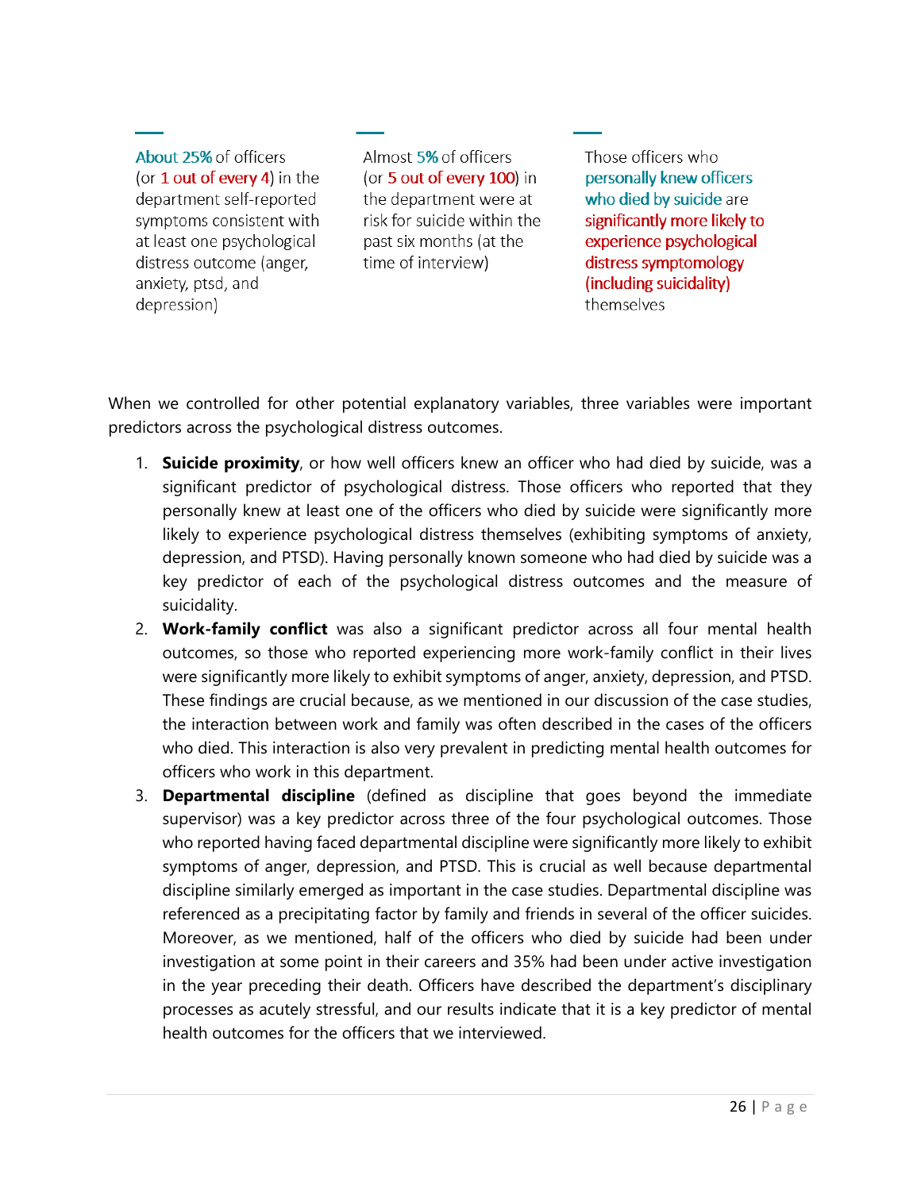About 25% of officers (or 1 out of every 4) in the department self-reported symptoms consistent with at least one psychological distress outcome (anger, anxiety, ptsd, and depression)

Almost 5% of officers (or 5 out of every 100) in the department were at risk for suicide within the past six months (at the time of interview)

Those officers who personally knew officers who died by suicide are significantly more likely to experience psychological distress symptomology (including suicidality) themselves

When we controlled for other potential explanatory variables, three variables were important predictors across the psychological distress outcomes.

1. **Suicide proximity**, or how well officers knew an officer who had died by suicide, was a significant predictor of psychological distress. Those officers who reported that they personally knew at least one of the officers who died by suicide were significantly more likely to experience psychological distress themselves (exhibiting symptoms of anxiety, depression, and PTSD). Having personally known someone who had died by suicide was a key predictor of each of the psychological distress outcomes and the measure of suicidality.
2. **Work-family conflict** was also a significant predictor across all four mental health outcomes, so those who reported experiencing more work-family conflict in their lives were significantly more likely to exhibit symptoms of anger, anxiety, depression, and PTSD. These findings are crucial because, as we mentioned in our discussion of the case studies, the interaction between work and family was often described in the cases of the officers who died. This interaction is also very prevalent in predicting mental health outcomes for officers who work in this department.
3. **Departmental discipline** (defined as discipline that goes beyond the immediate supervisor) was a key predictor across three of the four psychological outcomes. Those who reported having faced departmental discipline were significantly more likely to exhibit symptoms of anger, depression, and PTSD. This is crucial as well because departmental discipline similarly emerged as important in the case studies. Departmental discipline was referenced as a precipitating factor by family and friends in several of the officer suicides. Moreover, as we mentioned, half of the officers who died by suicide had been under investigation at some point in their careers and 35% had been under active investigation in the year preceding their death. Officers have described the department's disciplinary processes as acutely stressful, and our results indicate that it is a key predictor of mental health outcomes for the officers that we interviewed.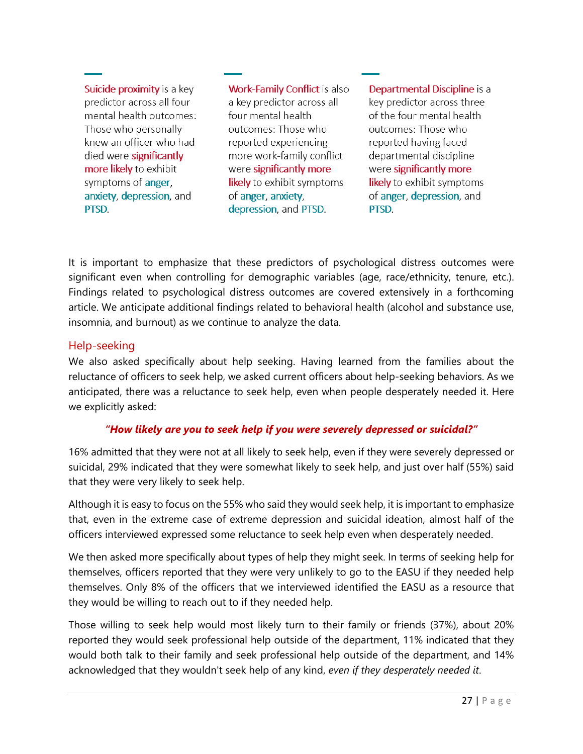**Suicide proximity** is a key predictor across all four mental health outcomes: Those who personally knew an officer who had died were **significantly more likely** to exhibit symptoms of **anger**, **anxiety**, **depression**, and **PTSD**.

**Work-Family Conflict** is also a key predictor across all four mental health outcomes: Those who reported experiencing more work-family conflict were **significantly more likely** to exhibit symptoms of **anger**, **anxiety**, **depression**, and **PTSD**.

**Departmental Discipline** is a key predictor across three of the four mental health outcomes: Those who reported having faced departmental discipline were **significantly more likely** to exhibit symptoms of **anger**, **depression**, and **PTSD**.

It is important to emphasize that these predictors of psychological distress outcomes were significant even when controlling for demographic variables (age, race/ethnicity, tenure, etc.). Findings related to psychological distress outcomes are covered extensively in a forthcoming article. We anticipate additional findings related to behavioral health (alcohol and substance use, insomnia, and burnout) as we continue to analyze the data.

## Help-seeking

We also asked specifically about help seeking. Having learned from the families about the reluctance of officers to seek help, we asked current officers about help-seeking behaviors. As we anticipated, there was a reluctance to seek help, even when people desperately needed it. Here we explicitly asked:

***"How likely are you to seek help if you were severely depressed or suicidal?"***

16% admitted that they were not at all likely to seek help, even if they were severely depressed or suicidal, 29% indicated that they were somewhat likely to seek help, and just over half (55%) said that they were very likely to seek help.

Although it is easy to focus on the 55% who said they would seek help, it is important to emphasize that, even in the extreme case of extreme depression and suicidal ideation, almost half of the officers interviewed expressed some reluctance to seek help even when desperately needed.

We then asked more specifically about types of help they might seek. In terms of seeking help for themselves, officers reported that they were very unlikely to go to the EASU if they needed help themselves. Only 8% of the officers that we interviewed identified the EASU as a resource that they would be willing to reach out to if they needed help.

Those willing to seek help would most likely turn to their family or friends (37%), about 20% reported they would seek professional help outside of the department, 11% indicated that they would both talk to their family and seek professional help outside of the department, and 14% acknowledged that they wouldn't seek help of any kind, *even if they desperately needed it*.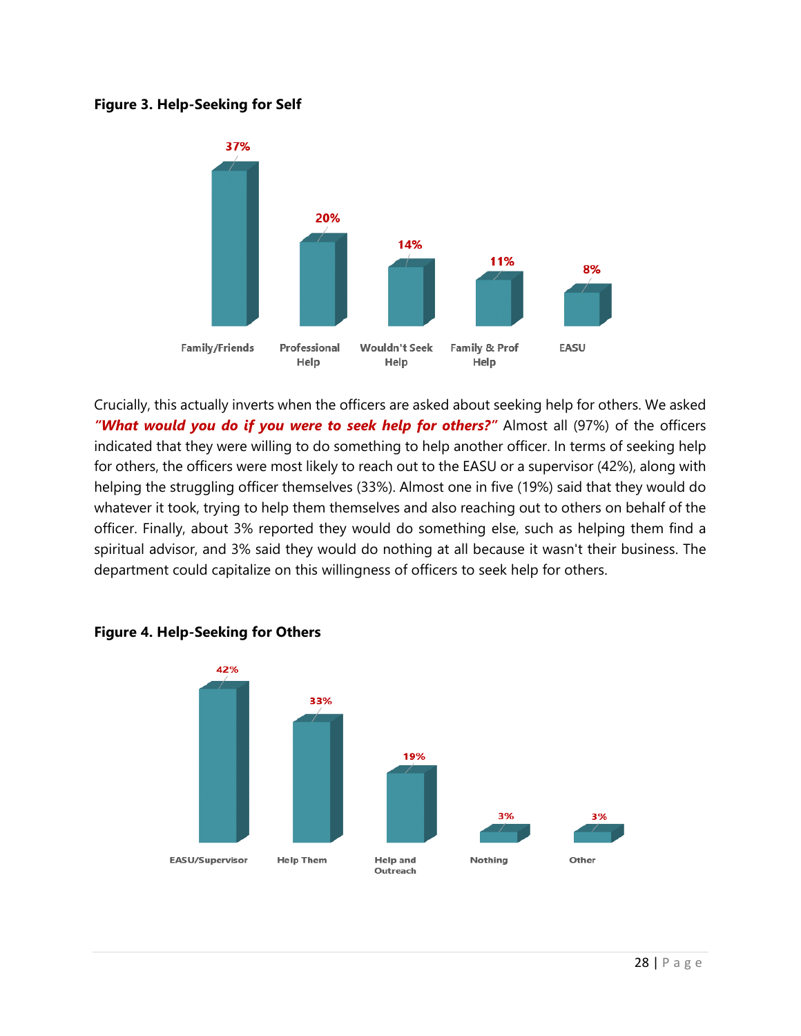**Figure 3. Help-Seeking for Self**

| Family/Friends | Professional Help | Wouldn't Seek Help | Family & Prof Help | EASU |
|---|---|---|---|---|
| 37% | 20% | 14% | 11% | 8% |

Crucially, this actually inverts when the officers are asked about seeking help for others. We asked ***"What would you do if you were to seek help for others?"*** Almost all (97%) of the officers indicated that they were willing to do something to help another officer. In terms of seeking help for others, the officers were most likely to reach out to the EASU or a supervisor (42%), along with helping the struggling officer themselves (33%). Almost one in five (19%) said that they would do whatever it took, trying to help them themselves and also reaching out to others on behalf of the officer. Finally, about 3% reported they would do something else, such as helping them find a spiritual advisor, and 3% said they would do nothing at all because it wasn't their business. The department could capitalize on this willingness of officers to seek help for others.

**Figure 4. Help-Seeking for Others**

| EASU/Supervisor | Help Them | Help and Outreach | Nothing | Other |
|---|---|---|---|---|
| 42% | 33% | 19% | 3% | 3% |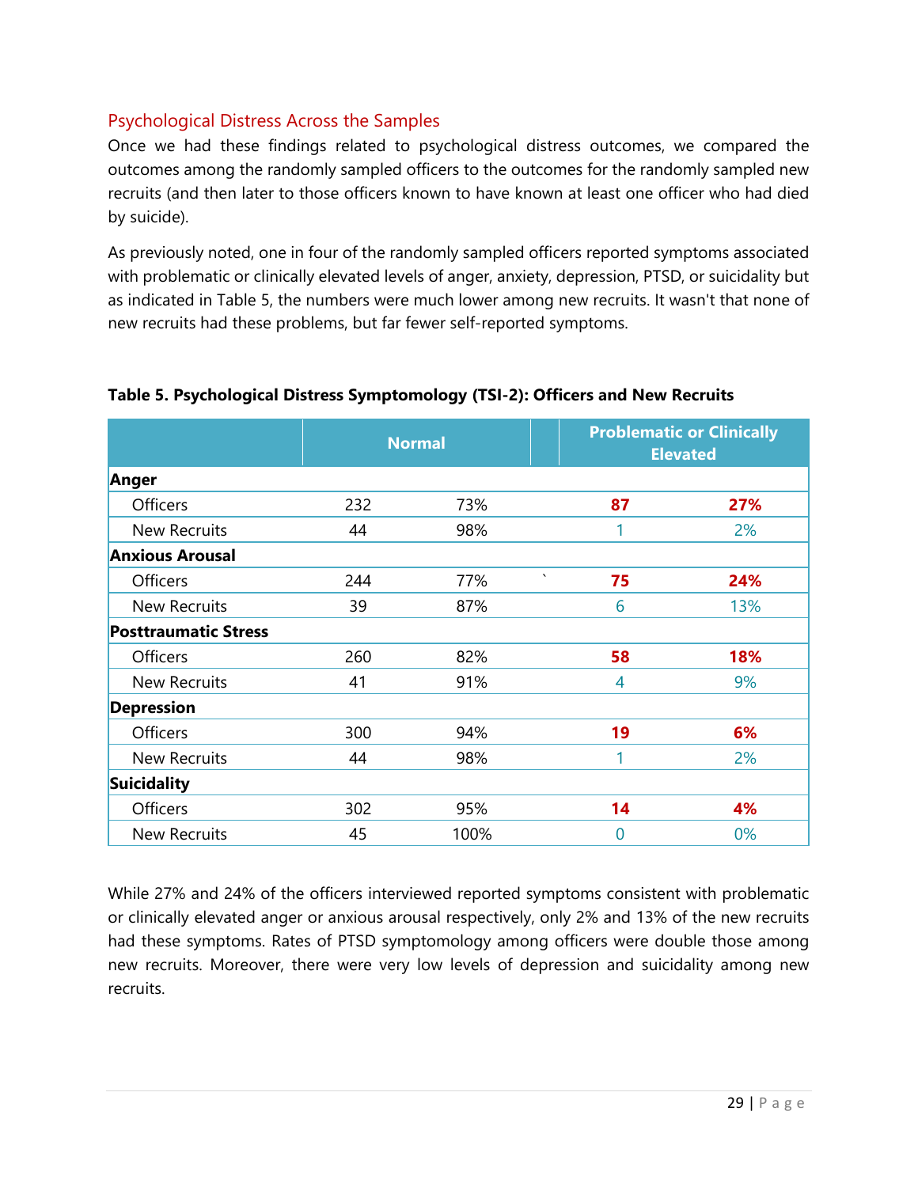## Psychological Distress Across the Samples

Once we had these findings related to psychological distress outcomes, we compared the outcomes among the randomly sampled officers to the outcomes for the randomly sampled new recruits (and then later to those officers known to have known at least one officer who had died by suicide).

As previously noted, one in four of the randomly sampled officers reported symptoms associated with problematic or clinically elevated levels of anger, anxiety, depression, PTSD, or suicidality but as indicated in Table 5, the numbers were much lower among new recruits. It wasn't that none of new recruits had these problems, but far fewer self-reported symptoms.

**Table 5. Psychological Distress Symptomology (TSI-2): Officers and New Recruits**

| | Normal | | Problematic or Clinically Elevated | |
|---|---|---|---|---|
| **Anger** | | | | |
| Officers | 232 | 73% | **87** | **27%** |
| New Recruits | 44 | 98% | 1 | 2% |
| **Anxious Arousal** | | | | |
| Officers | 244 | 77% | **75** | **24%** |
| New Recruits | 39 | 87% | 6 | 13% |
| **Posttraumatic Stress** | | | | |
| Officers | 260 | 82% | **58** | **18%** |
| New Recruits | 41 | 91% | 4 | 9% |
| **Depression** | | | | |
| Officers | 300 | 94% | **19** | **6%** |
| New Recruits | 44 | 98% | 1 | 2% |
| **Suicidality** | | | | |
| Officers | 302 | 95% | **14** | **4%** |
| New Recruits | 45 | 100% | 0 | 0% |

While 27% and 24% of the officers interviewed reported symptoms consistent with problematic or clinically elevated anger or anxious arousal respectively, only 2% and 13% of the new recruits had these symptoms. Rates of PTSD symptomology among officers were double those among new recruits. Moreover, there were very low levels of depression and suicidality among new recruits.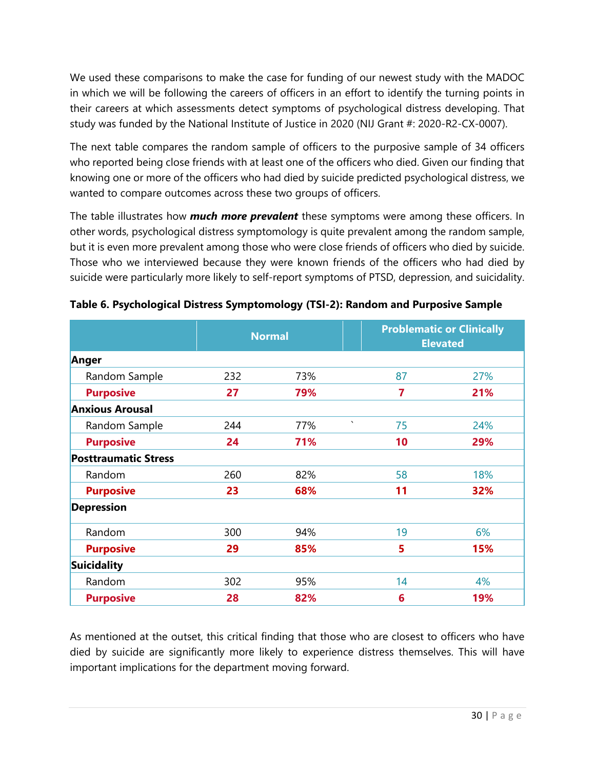We used these comparisons to make the case for funding of our newest study with the MADOC in which we will be following the careers of officers in an effort to identify the turning points in their careers at which assessments detect symptoms of psychological distress developing. That study was funded by the National Institute of Justice in 2020 (NIJ Grant #: 2020-R2-CX-0007).

The next table compares the random sample of officers to the purposive sample of 34 officers who reported being close friends with at least one of the officers who died. Given our finding that knowing one or more of the officers who had died by suicide predicted psychological distress, we wanted to compare outcomes across these two groups of officers.

The table illustrates how ***much more prevalent*** these symptoms were among these officers. In other words, psychological distress symptomology is quite prevalent among the random sample, but it is even more prevalent among those who were close friends of officers who died by suicide. Those who we interviewed because they were known friends of the officers who had died by suicide were particularly more likely to self-report symptoms of PTSD, depression, and suicidality.

**Table 6. Psychological Distress Symptomology (TSI-2): Random and Purposive Sample**

| | Normal | | Problematic or Clinically Elevated | |
|---|---|---|---|---|
| **Anger** | | | | |
| Random Sample | 232 | 73% | 87 | 27% |
| **Purposive** | **27** | **79%** | **7** | **21%** |
| **Anxious Arousal** | | | | |
| Random Sample | 244 | 77% | 75 | 24% |
| **Purposive** | **24** | **71%** | **10** | **29%** |
| **Posttraumatic Stress** | | | | |
| Random | 260 | 82% | 58 | 18% |
| **Purposive** | **23** | **68%** | **11** | **32%** |
| **Depression** | | | | |
| Random | 300 | 94% | 19 | 6% |
| **Purposive** | **29** | **85%** | **5** | **15%** |
| **Suicidality** | | | | |
| Random | 302 | 95% | 14 | 4% |
| **Purposive** | **28** | **82%** | **6** | **19%** |

As mentioned at the outset, this critical finding that those who are closest to officers who have died by suicide are significantly more likely to experience distress themselves. This will have important implications for the department moving forward.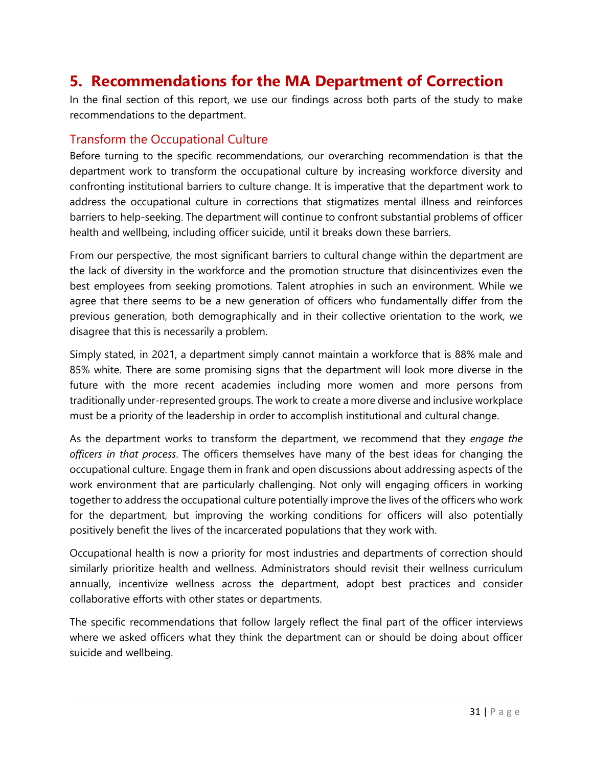# 5. Recommendations for the MA Department of Correction

In the final section of this report, we use our findings across both parts of the study to make recommendations to the department.

## Transform the Occupational Culture

Before turning to the specific recommendations, our overarching recommendation is that the department work to transform the occupational culture by increasing workforce diversity and confronting institutional barriers to culture change. It is imperative that the department work to address the occupational culture in corrections that stigmatizes mental illness and reinforces barriers to help-seeking. The department will continue to confront substantial problems of officer health and wellbeing, including officer suicide, until it breaks down these barriers.

From our perspective, the most significant barriers to cultural change within the department are the lack of diversity in the workforce and the promotion structure that disincentivizes even the best employees from seeking promotions. Talent atrophies in such an environment. While we agree that there seems to be a new generation of officers who fundamentally differ from the previous generation, both demographically and in their collective orientation to the work, we disagree that this is necessarily a problem.

Simply stated, in 2021, a department simply cannot maintain a workforce that is 88% male and 85% white. There are some promising signs that the department will look more diverse in the future with the more recent academies including more women and more persons from traditionally under-represented groups. The work to create a more diverse and inclusive workplace must be a priority of the leadership in order to accomplish institutional and cultural change.

As the department works to transform the department, we recommend that they *engage the officers in that process*. The officers themselves have many of the best ideas for changing the occupational culture. Engage them in frank and open discussions about addressing aspects of the work environment that are particularly challenging. Not only will engaging officers in working together to address the occupational culture potentially improve the lives of the officers who work for the department, but improving the working conditions for officers will also potentially positively benefit the lives of the incarcerated populations that they work with.

Occupational health is now a priority for most industries and departments of correction should similarly prioritize health and wellness. Administrators should revisit their wellness curriculum annually, incentivize wellness across the department, adopt best practices and consider collaborative efforts with other states or departments.

The specific recommendations that follow largely reflect the final part of the officer interviews where we asked officers what they think the department can or should be doing about officer suicide and wellbeing.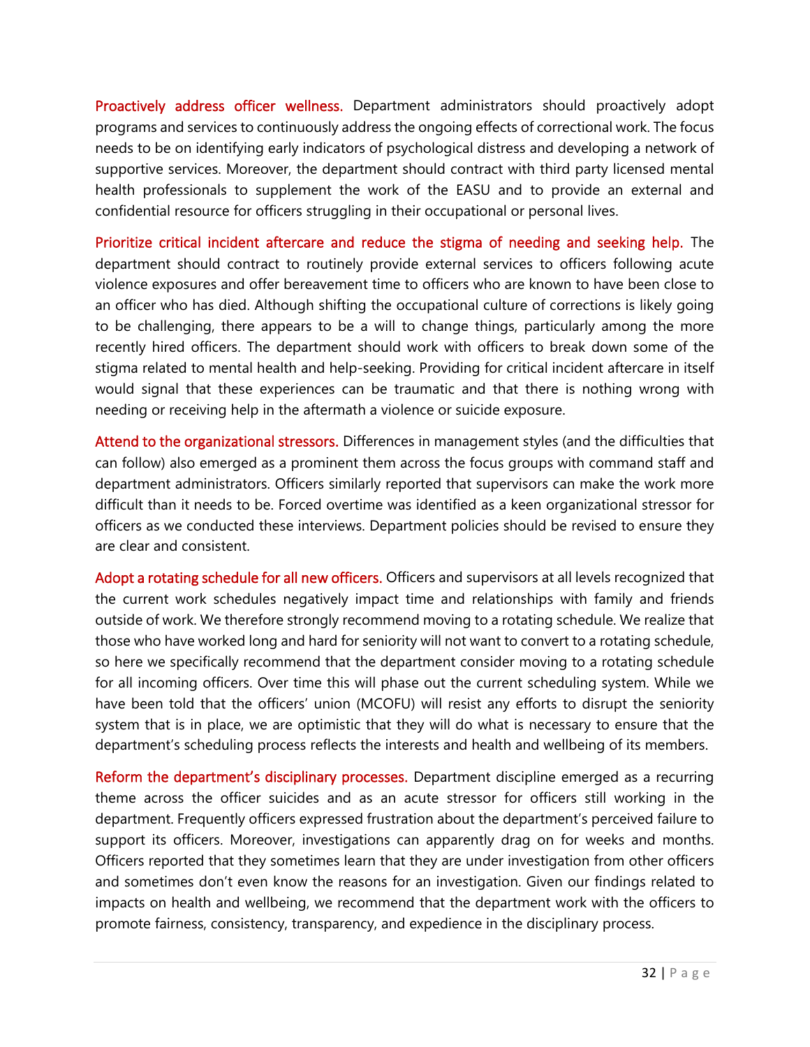**Proactively address officer wellness.** Department administrators should proactively adopt programs and services to continuously address the ongoing effects of correctional work. The focus needs to be on identifying early indicators of psychological distress and developing a network of supportive services. Moreover, the department should contract with third party licensed mental health professionals to supplement the work of the EASU and to provide an external and confidential resource for officers struggling in their occupational or personal lives.

**Prioritize critical incident aftercare and reduce the stigma of needing and seeking help.** The department should contract to routinely provide external services to officers following acute violence exposures and offer bereavement time to officers who are known to have been close to an officer who has died. Although shifting the occupational culture of corrections is likely going to be challenging, there appears to be a will to change things, particularly among the more recently hired officers. The department should work with officers to break down some of the stigma related to mental health and help-seeking. Providing for critical incident aftercare in itself would signal that these experiences can be traumatic and that there is nothing wrong with needing or receiving help in the aftermath a violence or suicide exposure.

**Attend to the organizational stressors.** Differences in management styles (and the difficulties that can follow) also emerged as a prominent them across the focus groups with command staff and department administrators. Officers similarly reported that supervisors can make the work more difficult than it needs to be. Forced overtime was identified as a keen organizational stressor for officers as we conducted these interviews. Department policies should be revised to ensure they are clear and consistent.

**Adopt a rotating schedule for all new officers.** Officers and supervisors at all levels recognized that the current work schedules negatively impact time and relationships with family and friends outside of work. We therefore strongly recommend moving to a rotating schedule. We realize that those who have worked long and hard for seniority will not want to convert to a rotating schedule, so here we specifically recommend that the department consider moving to a rotating schedule for all incoming officers. Over time this will phase out the current scheduling system. While we have been told that the officers' union (MCOFU) will resist any efforts to disrupt the seniority system that is in place, we are optimistic that they will do what is necessary to ensure that the department's scheduling process reflects the interests and health and wellbeing of its members.

**Reform the department's disciplinary processes.** Department discipline emerged as a recurring theme across the officer suicides and as an acute stressor for officers still working in the department. Frequently officers expressed frustration about the department's perceived failure to support its officers. Moreover, investigations can apparently drag on for weeks and months. Officers reported that they sometimes learn that they are under investigation from other officers and sometimes don't even know the reasons for an investigation. Given our findings related to impacts on health and wellbeing, we recommend that the department work with the officers to promote fairness, consistency, transparency, and expedience in the disciplinary process.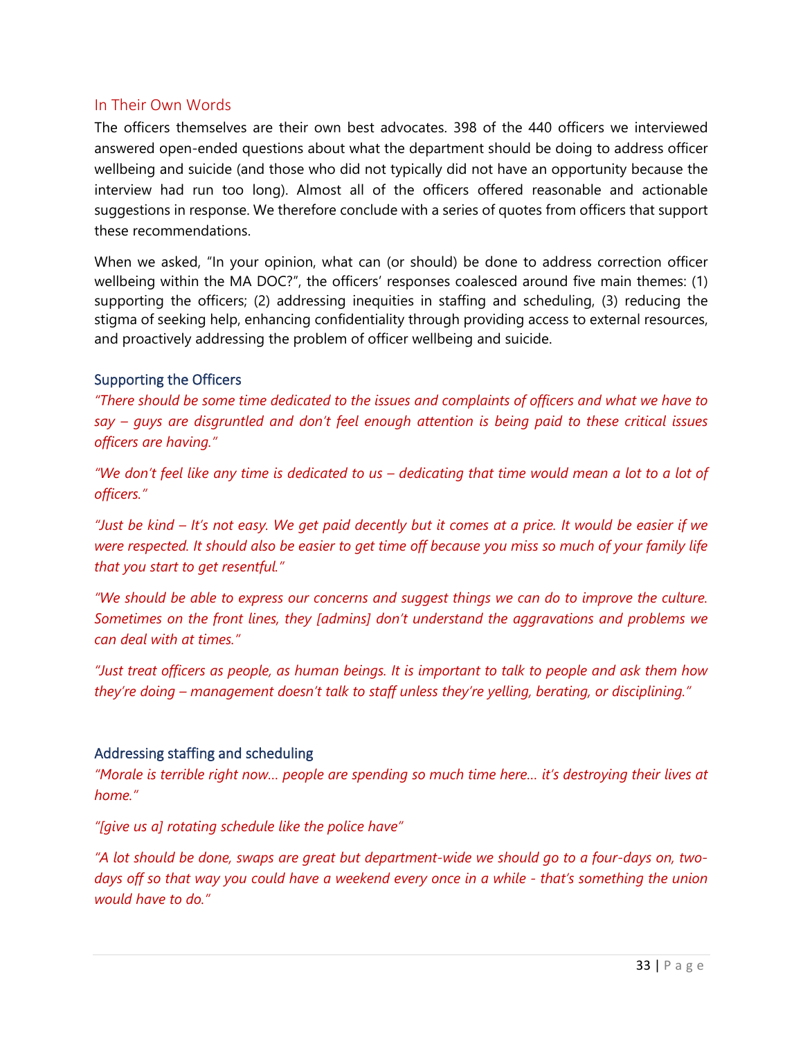## In Their Own Words

The officers themselves are their own best advocates. 398 of the 440 officers we interviewed answered open-ended questions about what the department should be doing to address officer wellbeing and suicide (and those who did not typically did not have an opportunity because the interview had run too long). Almost all of the officers offered reasonable and actionable suggestions in response. We therefore conclude with a series of quotes from officers that support these recommendations.

When we asked, "In your opinion, what can (or should) be done to address correction officer wellbeing within the MA DOC?", the officers' responses coalesced around five main themes: (1) supporting the officers; (2) addressing inequities in staffing and scheduling, (3) reducing the stigma of seeking help, enhancing confidentiality through providing access to external resources, and proactively addressing the problem of officer wellbeing and suicide.

### Supporting the Officers

*"There should be some time dedicated to the issues and complaints of officers and what we have to say – guys are disgruntled and don't feel enough attention is being paid to these critical issues officers are having."*

*"We don't feel like any time is dedicated to us – dedicating that time would mean a lot to a lot of officers."*

*"Just be kind – It's not easy. We get paid decently but it comes at a price. It would be easier if we were respected. It should also be easier to get time off because you miss so much of your family life that you start to get resentful."*

*"We should be able to express our concerns and suggest things we can do to improve the culture. Sometimes on the front lines, they [admins] don't understand the aggravations and problems we can deal with at times."*

*"Just treat officers as people, as human beings. It is important to talk to people and ask them how they're doing – management doesn't talk to staff unless they're yelling, berating, or disciplining."*

### Addressing staffing and scheduling

*"Morale is terrible right now… people are spending so much time here… it's destroying their lives at home."*

*"[give us a] rotating schedule like the police have"*

*"A lot should be done, swaps are great but department-wide we should go to a four-days on, two-days off so that way you could have a weekend every once in a while - that's something the union would have to do."*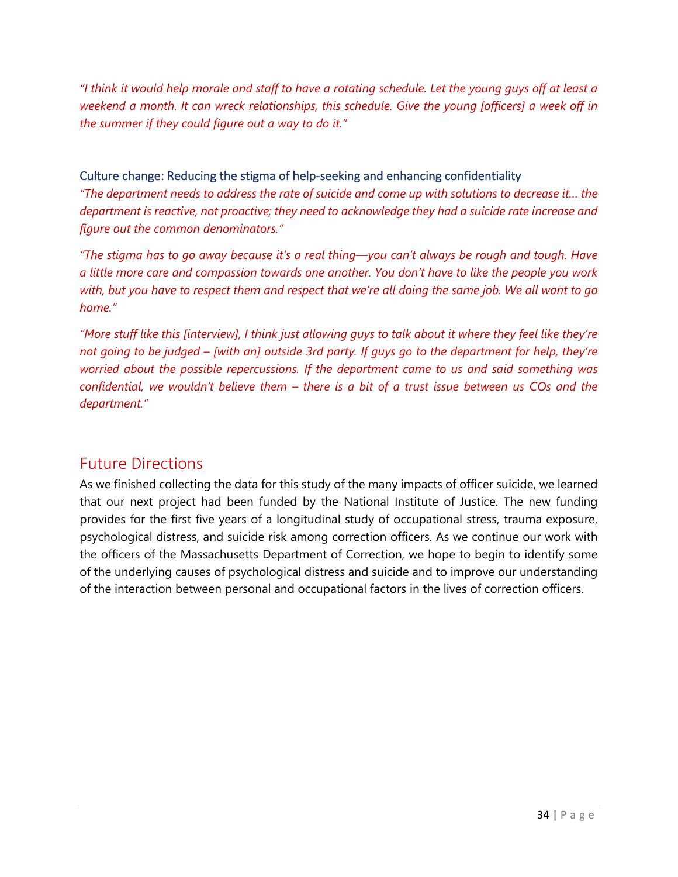*"I think it would help morale and staff to have a rotating schedule. Let the young guys off at least a weekend a month. It can wreck relationships, this schedule. Give the young [officers] a week off in the summer if they could figure out a way to do it."*

### Culture change: Reducing the stigma of help-seeking and enhancing confidentiality

*"The department needs to address the rate of suicide and come up with solutions to decrease it… the department is reactive, not proactive; they need to acknowledge they had a suicide rate increase and figure out the common denominators."*

*"The stigma has to go away because it's a real thing—you can't always be rough and tough. Have a little more care and compassion towards one another. You don't have to like the people you work with, but you have to respect them and respect that we're all doing the same job. We all want to go home."*

*"More stuff like this [interview], I think just allowing guys to talk about it where they feel like they're not going to be judged – [with an] outside 3rd party. If guys go to the department for help, they're worried about the possible repercussions. If the department came to us and said something was confidential, we wouldn't believe them – there is a bit of a trust issue between us COs and the department."*

## Future Directions

As we finished collecting the data for this study of the many impacts of officer suicide, we learned that our next project had been funded by the National Institute of Justice. The new funding provides for the first five years of a longitudinal study of occupational stress, trauma exposure, psychological distress, and suicide risk among correction officers. As we continue our work with the officers of the Massachusetts Department of Correction, we hope to begin to identify some of the underlying causes of psychological distress and suicide and to improve our understanding of the interaction between personal and occupational factors in the lives of correction officers.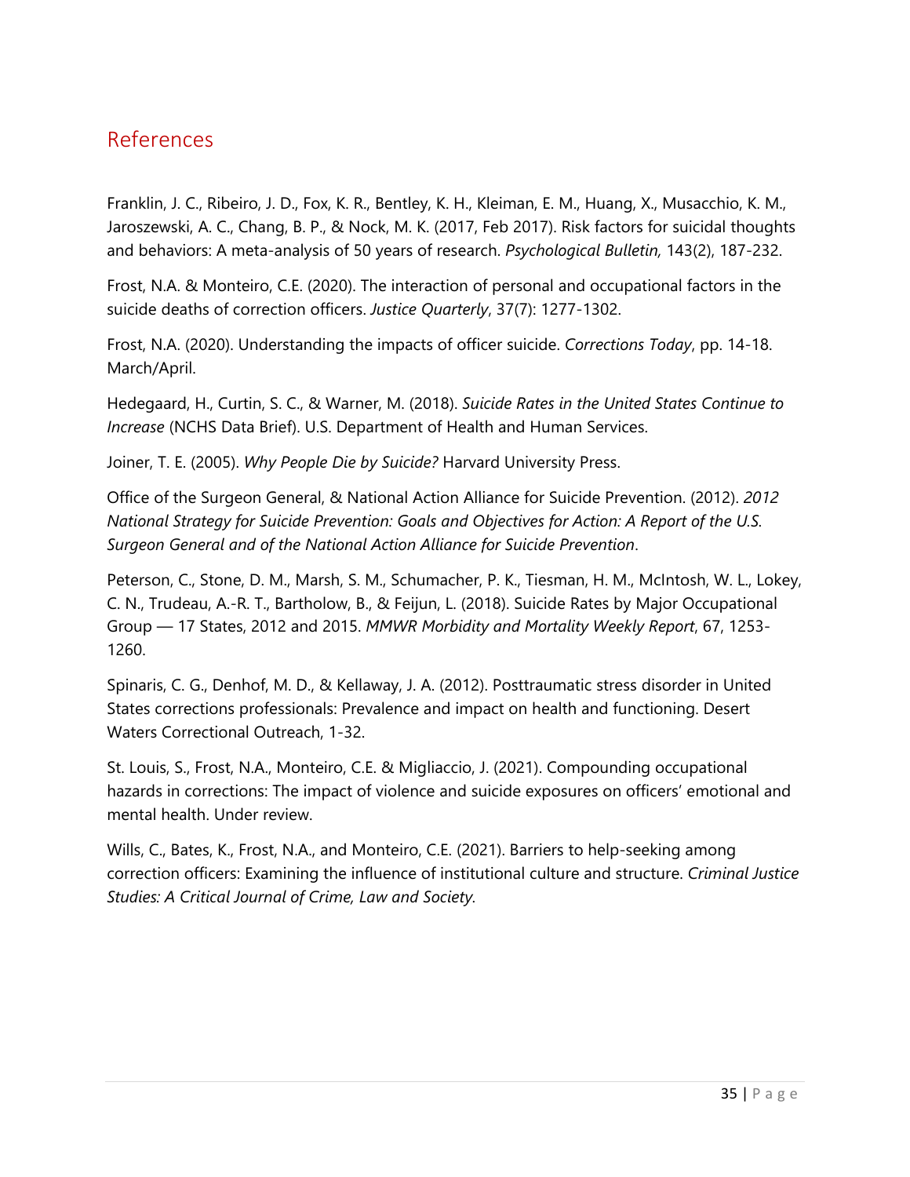## References

Franklin, J. C., Ribeiro, J. D., Fox, K. R., Bentley, K. H., Kleiman, E. M., Huang, X., Musacchio, K. M., Jaroszewski, A. C., Chang, B. P., & Nock, M. K. (2017, Feb 2017). Risk factors for suicidal thoughts and behaviors: A meta-analysis of 50 years of research. *Psychological Bulletin,* 143(2), 187-232.

Frost, N.A. & Monteiro, C.E. (2020). The interaction of personal and occupational factors in the suicide deaths of correction officers. *Justice Quarterly*, 37(7): 1277-1302.

Frost, N.A. (2020). Understanding the impacts of officer suicide. *Corrections Today*, pp. 14-18. March/April.

Hedegaard, H., Curtin, S. C., & Warner, M. (2018). *Suicide Rates in the United States Continue to Increase* (NCHS Data Brief). U.S. Department of Health and Human Services.

Joiner, T. E. (2005). *Why People Die by Suicide?* Harvard University Press.

Office of the Surgeon General, & National Action Alliance for Suicide Prevention. (2012). *2012 National Strategy for Suicide Prevention: Goals and Objectives for Action: A Report of the U.S. Surgeon General and of the National Action Alliance for Suicide Prevention*.

Peterson, C., Stone, D. M., Marsh, S. M., Schumacher, P. K., Tiesman, H. M., McIntosh, W. L., Lokey, C. N., Trudeau, A.-R. T., Bartholow, B., & Feijun, L. (2018). Suicide Rates by Major Occupational Group — 17 States, 2012 and 2015. *MMWR Morbidity and Mortality Weekly Report*, 67, 1253-1260.

Spinaris, C. G., Denhof, M. D., & Kellaway, J. A. (2012). Posttraumatic stress disorder in United States corrections professionals: Prevalence and impact on health and functioning. Desert Waters Correctional Outreach, 1-32.

St. Louis, S., Frost, N.A., Monteiro, C.E. & Migliaccio, J. (2021). Compounding occupational hazards in corrections: The impact of violence and suicide exposures on officers' emotional and mental health. Under review.

Wills, C., Bates, K., Frost, N.A., and Monteiro, C.E. (2021). Barriers to help-seeking among correction officers: Examining the influence of institutional culture and structure. *Criminal Justice Studies: A Critical Journal of Crime, Law and Society.*